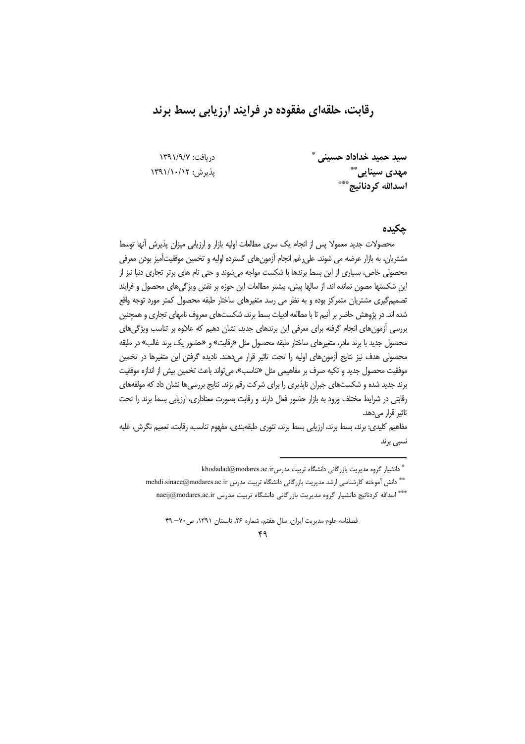# رقابت، حلقه‌ای مفقوده در فرایند ارزیابی بسط برند

**سید حمید خداداد حسینی** [*]
**مهدی سینایی** [**]
**اسدالله کردنائیج** [***]

دریافت: ۱۳۹۱/۹/۷
پذیرش: ۱۳۹۱/۱۰/۱۲

## چکیده

محصولات جدید معمولا پس از انجام یک سری مطالعات اولیه بازار و ارزیابی میزان پذیرش آنها توسط مشتریان، به بازار عرضه می شوند. علی‌رغم انجام آزمون‌های گسترده اولیه و تخمین موفقیت‌آمیز بودن معرفی محصولی خاص، بسیاری از این بسط برندها با شکست مواجه می‌شوند و حتی نام های برتر تجاری دنیا نیز از این شکستها مصون نمانده اند. از سالها پیش، بیشتر مطالعات این حوزه بر نقش ویژگی‌های محصول و فرایند تصمیم‌گیری مشتریان متمرکز بوده و به نظر می رسد متغیرهای ساختار طبقه محصول کمتر مورد توجه واقع شده اند. در پژوهش حاضر بر آنیم تا با مطالعه ادبیات بسط برند، شکست‌های معروف نامهای تجاری و همچنین بررسی آزمون‌های انجام گرفته برای معرفی این برندهای جدید، نشان دهیم که علاوه بر تناسب ویژگی‌های محصول جدید با برند مادر، متغیرهای ساختار طبقه محصول مثل «رقابت» و «حضور یک برند غالب» در طبقه محصولی هدف نیز نتایج آزمون‌های اولیه را تحت تاثیر قرار می‌دهند. نادیده گرفتن این متغیرها در تخمین موفقیت محصول جدید و تکیه صرف بر مفاهیمی مثل «تناسب»، می‌تواند باعث تخمین بیش از اندازه موفقیت برند جدید شده و شکست‌های جبران ناپذیری را برای شرکت رقم بزند. نتایج بررسی‌ها نشان داد که مولفه‌های رقابتی در شرایط مختلف ورود به بازار حضور فعال دارند و رقابت بصورت معناداری، ارزیابی بسط برند را تحت تاثیر قرار می‌دهد.

مفاهیم کلیدی: برند، بسط برند، ارزیابی بسط برند، تئوری طبقه‌بندی، مفهوم تناسب، رقابت، تعمیم نگرش، غلبه نسبی برند

---

[*] دانشیار گروه مدیریت بازرگانی دانشگاه تربیت مدرسkhodadad@modares.ac.ir

[**] دانش آموخته کارشناسی ارشد مدیریت بازرگانی دانشگاه تربیت مدرس mehdi.sinaee@modares.ac.ir

[***] اسدالله کردنائیج دانشیار گروه مدیریت بازرگانی دانشگاه تربیت مدرس naeij@modares.ac.ir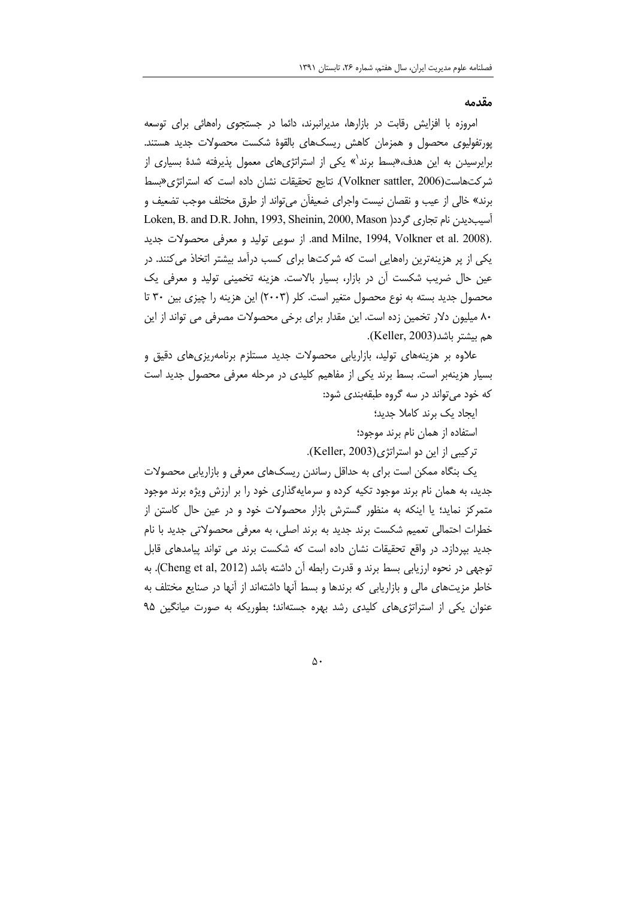## مقدمه

امروزه با افزایش رقابت در بازارها، مدیرانبرند، دائما در جستجوی راه‌هائی برای توسعه پورتفولیوی محصول و همزمان کاهش ریسک‌های بالقوۀ شکست محصولات جدید هستند. برایرسیدن به این هدف،«بسط برند[1]» یکی از استراتژی‌های معمول پذیرفته شدۀ بسیاری از شرکت‌هاست(Volkner sattler, 2006). نتایج تحقیقات نشان داده است که استراتژی«بسط برند» خالی از عیب و نقصان نیست واجرای ضعیفآن می‌تواند از طرق مختلف موجب تضعیف و آسیب‌دیدن نام تجاری گردد( Loken, B. and D.R. John, 1993, Sheinin, 2000, Mason and Milne, 1994, Volkner et al. 2008). از سویی تولید و معرفی محصولات جدید یکی از پر هزینه‌ترین راه‌هایی است که شرکت‌ها برای کسب درآمد بیشتر اتخاذ می‌کنند. در عین حال ضریب شکست آن در بازار، بسیار بالاست. هزینه تخمینی تولید و معرفی یک محصول جدید بسته به نوع محصول متغیر است. کلر (۲۰۰۳) این هزینه را چیزی بین ۳۰ تا ۸۰ میلیون دلار تخمین زده است. این مقدار برای برخی محصولات مصرفی می تواند از این هم بیشتر باشد(Keller, 2003).

علاوه بر هزینه‌های تولید، بازاریابی محصولات جدید مستلزم برنامه‌ریزی‌های دقیق و بسیار هزینه‌بر است. بسط برند یکی از مفاهیم کلیدی در مرحله معرفی محصول جدید است که خود می‌تواند در سه گروه طبقه‌بندی شود:

ایجاد یک برند کاملا جدید؛

استفاده از همان نام برند موجود؛

ترکیبی از این دو استراتژی(Keller, 2003).

یک بنگاه ممکن است برای به حداقل رساندن ریسک‌های معرفی و بازاریابی محصولات جدید، به همان نام برند موجود تکیه کرده و سرمایه‌گذاری خود را بر ارزش ویژه برند موجود متمرکز نماید؛ یا اینکه به منظور گسترش بازار محصولات خود و در عین حال کاستن از خطرات احتمالی تعمیم شکست برند جدید به برند اصلی، به معرفی محصولاتی جدید با نام جدید بپردازد. در واقع تحقیقات نشان داده است که شکست برند می تواند پیامدهای قابل توجهی در نحوه ارزیابی بسط برند و قدرت رابطه آن داشته باشد (Cheng et al, 2012). به خاطر مزیت‌های مالی و بازاریابی که برندها و بسط آنها داشته‌اند از آنها در صنایع مختلف به عنوان یکی از استراتژی‌های کلیدی رشد بهره جسته‌اند؛ بطوریکه به صورت میانگین ۹۵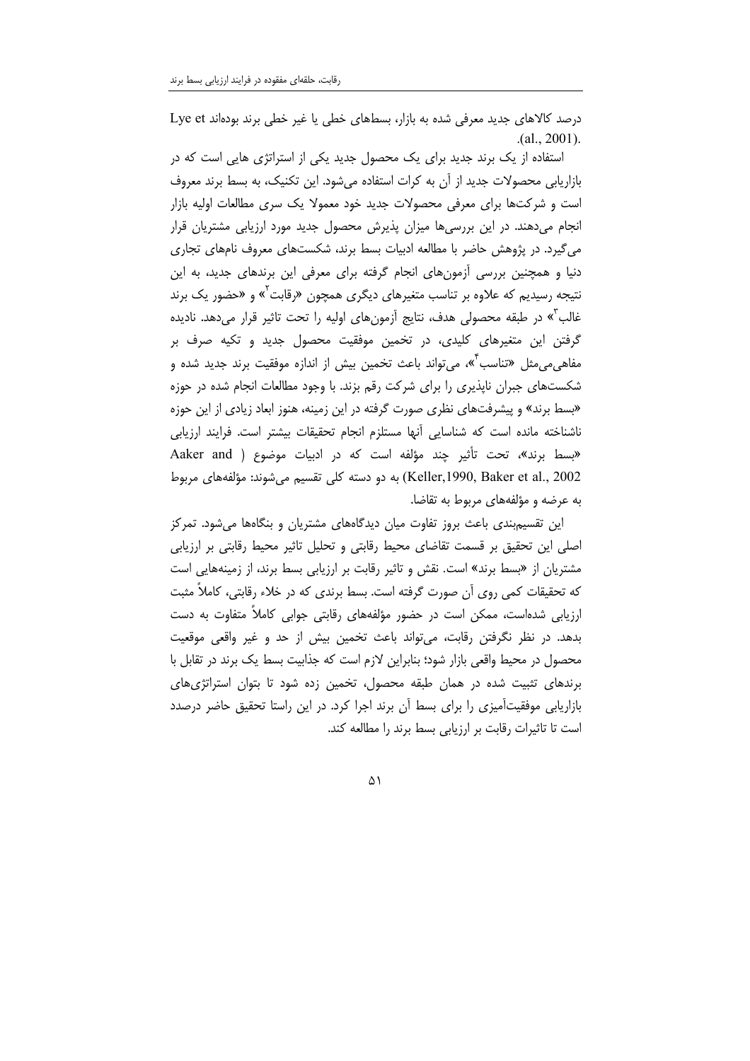درصد کالاهای جدید معرفی شده به بازار، بسطهای خطی یا غیر خطی برند بوده‌اند (Lye et al., 2001).

استفاده از یک برند جدید برای یک محصول جدید یکی از استراتژی هایی است که در بازاریابی محصولات جدید از آن به کرات استفاده می‌شود. این تکنیک، به بسط برند معروف است و شرکت‌ها برای معرفی محصولات جدید خود معمولا یک سری مطالعات اولیه بازار انجام می‌دهند. در این بررسی‌ها میزان پذیرش محصول جدید مورد ارزیابی مشتریان قرار می‌گیرد. در پژوهش حاضر با مطالعه ادبیات بسط برند، شکست‌های معروف نامهای تجاری دنیا و همچنین بررسی آزمون‌های انجام گرفته برای معرفی این برندهای جدید، به این نتیجه رسیدیم که علاوه بر تناسب متغیرهای دیگری همچون «رقابت[2]» و «حضور یک برند غالب[3]» در طبقه محصولی هدف، نتایج آزمون‌های اولیه را تحت تاثیر قرار می‌دهد. نادیده گرفتن این متغیرهای کلیدی، در تخمین موفقیت محصول جدید و تکیه صرف بر مفاهیمی‌مثل «تناسب[4]»، می‌تواند باعث تخمین بیش از اندازه موفقیت برند جدید شده و شکست‌های جبران ناپذیری را برای شرکت رقم بزند. با وجود مطالعات انجام شده در حوزه «بسط برند» و پیشرفت‌های نظری صورت گرفته در این زمینه، هنوز ابعاد زیادی از این حوزه ناشناخته مانده است که شناسایی آنها مستلزم انجام تحقیقات بیشتر است. فرایند ارزیابی «بسط برند»، تحت تأثیر چند مؤلفه است که در ادبیات موضوع ( Aaker and Keller,1990, Baker et al., 2002) به دو دسته کلی تقسیم می‌شوند: مؤلفه‌های مربوط به عرضه و مؤلفه‌های مربوط به تقاضا.

این تقسیم‌بندی باعث بروز تفاوت میان دیدگاه‌های مشتریان و بنگاه‌ها می‌شود. تمرکز اصلی این تحقیق بر قسمت تقاضای محیط رقابتی و تحلیل تاثیر محیط رقابتی بر ارزیابی مشتریان از «بسط برند» است. نقش و تاثیر رقابت بر ارزیابی بسط برند، از زمینه‌هایی است که تحقیقات کمی روی آن صورت گرفته است. بسط برندی که در خلاء رقابتی، کاملاً مثبت ارزیابی شده‌است، ممکن است در حضور مؤلفه‌های رقابتی جوابی کاملاً متفاوت به دست بدهد. در نظر نگرفتن رقابت، می‌تواند باعث تخمین بیش از حد و غیر واقعی موقعیت محصول در محیط واقعی بازار شود؛ بنابراین لازم است که جذابیت بسط یک برند در تقابل با برندهای تثبیت شده در همان طبقه محصول، تخمین زده شود تا بتوان استراتژی‌های بازاریابی موفقیت‌آمیزی را برای بسط آن برند اجرا کرد. در این راستا تحقیق حاضر درصدد است تا تاثیرات رقابت بر ارزیابی بسط برند را مطالعه کند.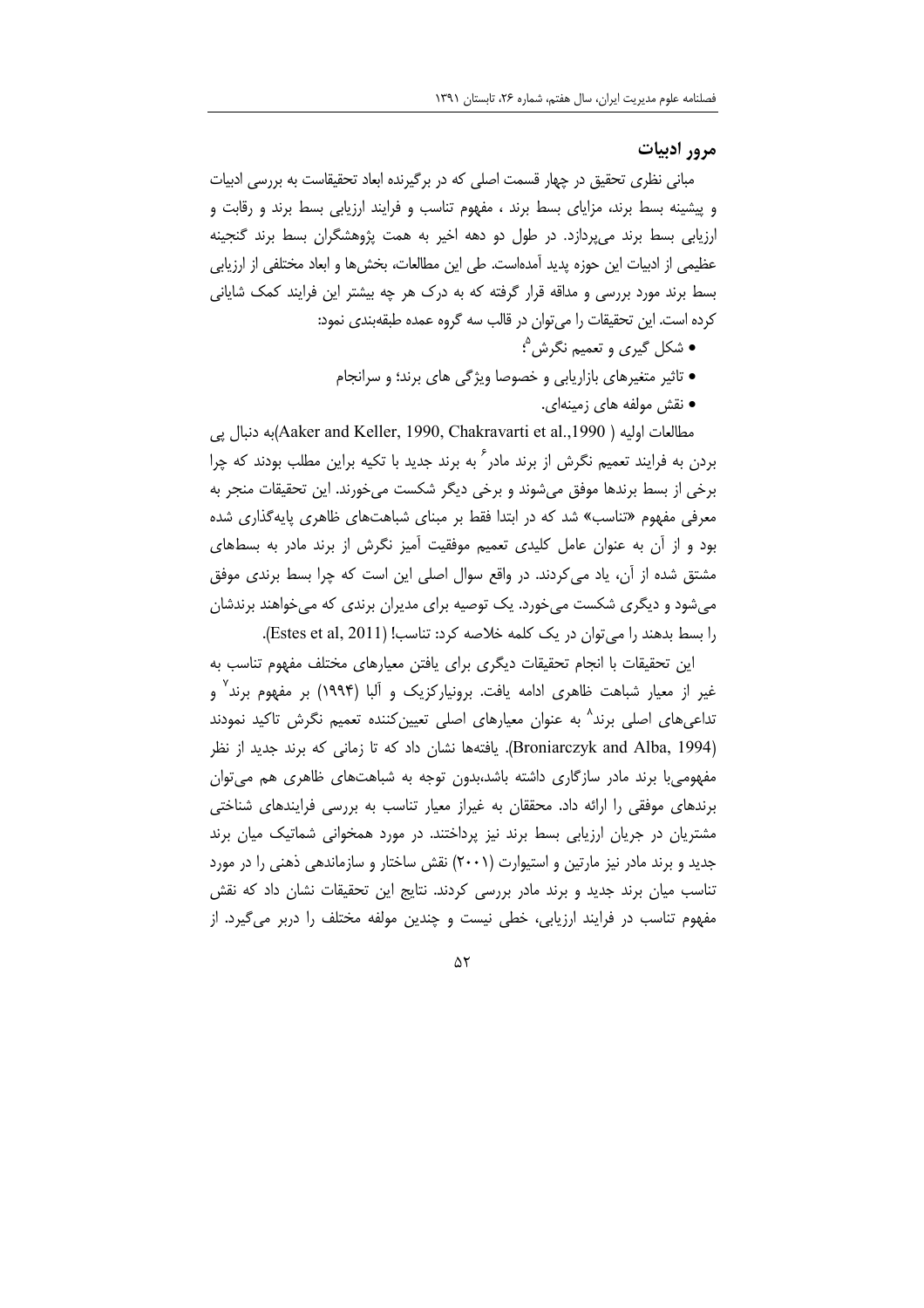## مرور ادبیات

مبانی نظری تحقیق در چهار قسمت اصلی که در برگیرنده ابعاد تحقیقاست به بررسی ادبیات و پیشینه بسط برند، مزایای بسط برند ، مفهوم تناسب و فرایند ارزیابی بسط برند و رقابت و ارزیابی بسط برند می‌پردازد. در طول دو دهه اخیر به همت پژوهشگران بسط برند گنجینه عظیمی از ادبیات این حوزه پدید آمده‌است. طی این مطالعات، بخش‌ها و ابعاد مختلفی از ارزیابی بسط برند مورد بررسی و مداقه قرار گرفته که به درک هر چه بیشتر این فرایند کمک شایانی کرده است. این تحقیقات را می‌توان در قالب سه گروه عمده طبقه‌بندی نمود:

- شکل گیری و تعمیم نگرش[5]؛
- تاثیر متغیرهای بازاریابی و خصوصا ویژگی های برند؛ و سرانجام
- نقش مولفه های زمینه‌ای.

مطالعات اولیه (Aaker and Keller, 1990, Chakravarti et al.,1990)به دنبال پی بردن به فرایند تعمیم نگرش از برند مادر[6] به برند جدید با تکیه براین مطلب بودند که چرا برخی از بسط برندها موفق می‌شوند و برخی دیگر شکست می‌خورند. این تحقیقات منجر به معرفی مفهوم «تناسب» شد که در ابتدا فقط بر مبنای شباهت‌های ظاهری پایه‌گذاری شده بود و از آن به عنوان عامل کلیدی تعمیم موفقیت آمیز نگرش از برند مادر به بسط‌های مشتق شده از آن، یاد می‌کردند. در واقع سوال اصلی این است که چرا بسط برندی موفق می‌شود و دیگری شکست می‌خورد. یک توصیه برای مدیران برندی که می‌خواهند برندشان را بسط بدهند را می‌توان در یک کلمه خلاصه کرد: تناسب! (Estes et al, 2011).

این تحقیقات با انجام تحقیقات دیگری برای یافتن معیارهای مختلف مفهوم تناسب به غیر از معیار شباهت ظاهری ادامه یافت. برونیارکزیک و آلبا (۱۹۹۴) بر مفهوم برند[7] و تداعی‌های اصلی برند[8] به عنوان معیارهای اصلی تعیین‌کننده تعمیم نگرش تاکید نمودند (Broniarczyk and Alba, 1994). یافته‌ها نشان داد که تا زمانی که برند جدید از نظر مفهومی‌با برند مادر سازگاری داشته باشد،بدون توجه به شباهت‌های ظاهری هم می‌توان برندهای موفقی را ارائه داد. محققان به غیراز معیار تناسب به بررسی فرایندهای شناختی مشتریان در جریان ارزیابی بسط برند نیز پرداختند. در مورد همخوانی شماتیک میان برند جدید و برند مادر نیز مارتین و استیوارت (۲۰۰۱) نقش ساختار و سازماندهی ذهنی را در مورد تناسب میان برند جدید و برند مادر بررسی کردند. نتایج این تحقیقات نشان داد که نقش مفهوم تناسب در فرایند ارزیابی، خطی نیست و چندین مولفه مختلف را دربر می‌گیرد. از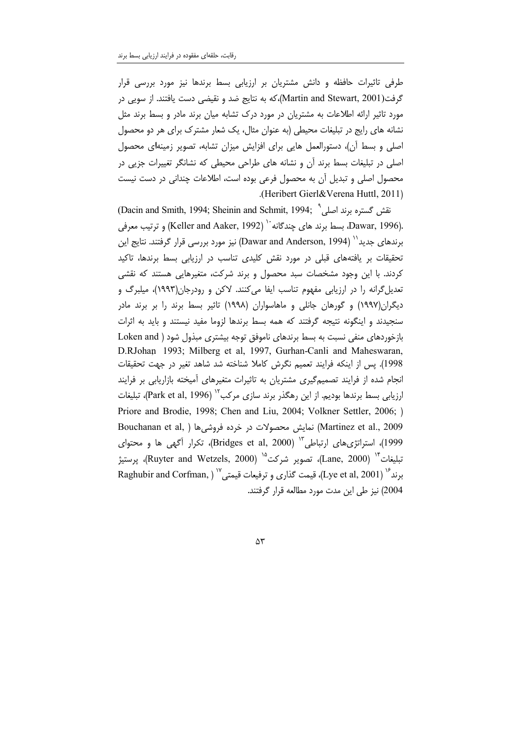طرفی تاثیرات حافظه و دانش مشتریان بر ارزیابی بسط برندها نیز مورد بررسی قرار گرفت(Martin and Stewart, 2001)،که به نتایج ضد و نقیضی دست یافتند. از سویی در مورد تاثیر ارائه اطلاعات به مشتریان در مورد درک تشابه میان برند مادر و بسط برند مثل نشانه های رایج در تبلیغات محیطی (به عنوان مثال، یک شعار مشترک برای هر دو محصول اصلی و بسط آن)، دستورالعمل هایی برای افزایش میزان تشابه، تصویر زمینه‌ای محصول اصلی در تبلیغات بسط برند آن و نشانه های طراحی محیطی که نشانگر تغییرات جزیی در محصول اصلی و تبدیل آن به محصول فرعی بوده است، اطلاعات چندانی در دست نیست (Heribert Gierl&Verena Huttl, 2011).

نقش گستره برند اصلی[9] (Dacin and Smith, 1994; Sheinin and Schmit, 1994; Dawar, 1996.)، بسط برند های چندگانه[10] (Keller and Aaker, 1992) و ترتیب معرفی برندهای جدید[11] (Dawar and Anderson, 1994) نیز مورد بررسی قرار گرفتند. نتایج این تحقیقات بر یافته‌های قبلی در مورد نقش کلیدی تناسب در ارزیابی بسط برندها، تاکید کردند. با این وجود مشخصات سبد محصول و برند شرکت، متغیرهایی هستند که نقشی تعدیل‌گرانه را در ارزیابی مفهوم تناسب ایفا می‌کنند. لاکن و رودرجان(۱۹۹۳)، میلبرگ و دیگران(۱۹۹۷) و گورهان جانلی و ماهاسواران (۱۹۹۸) تاثیر بسط برند را بر برند مادر سنجیدند و اینگونه نتیجه گرفتند که همه بسط برندها لزوما مفید نیستند و باید به اثرات بازخوردهای منفی نسبت به بسط برندهای ناموفق توجه بیشتری مبذول شود ( Loken and D.RJohan 1993; Milberg et al, 1997, Gurhan-Canli and Maheswaran, 1998). پس از اینکه فرایند تعمیم نگرش کاملا شناخته شد شاهد تغیر در جهت تحقیقات انجام شده از فرایند تصمیم‌گیری مشتریان به تاثیرات متغیرهای آمیخته بازاریابی بر فرایند ارزیابی بسط برندها بودیم. از این رهگذر برند سازی مرکب[12] (Park et al, 1996)، تبلیغات (Priore and Brodie, 1998; Chen and Liu, 2004; Volkner Settler, 2006; Bouchanan et al, 1999) نمایش محصولات در خرده فروشی‌ها (Martinez et al., 2009)، استراتژی‌های ارتباطی[13] (Bridges et al, 2000)، تکرار آگهی ها و محتوای تبلیغات[14] (Lane, 2000)، تصویر شرکت[15] (Ruyter and Wetzels, 2000)، پرستیژ برند[16] (Lye et al, 2001)، قیمت گذاری و ترفیعات قیمتی[17] (Raghubir and Corfman, 2004) نیز طی این مدت مورد مطالعه قرار گرفتند.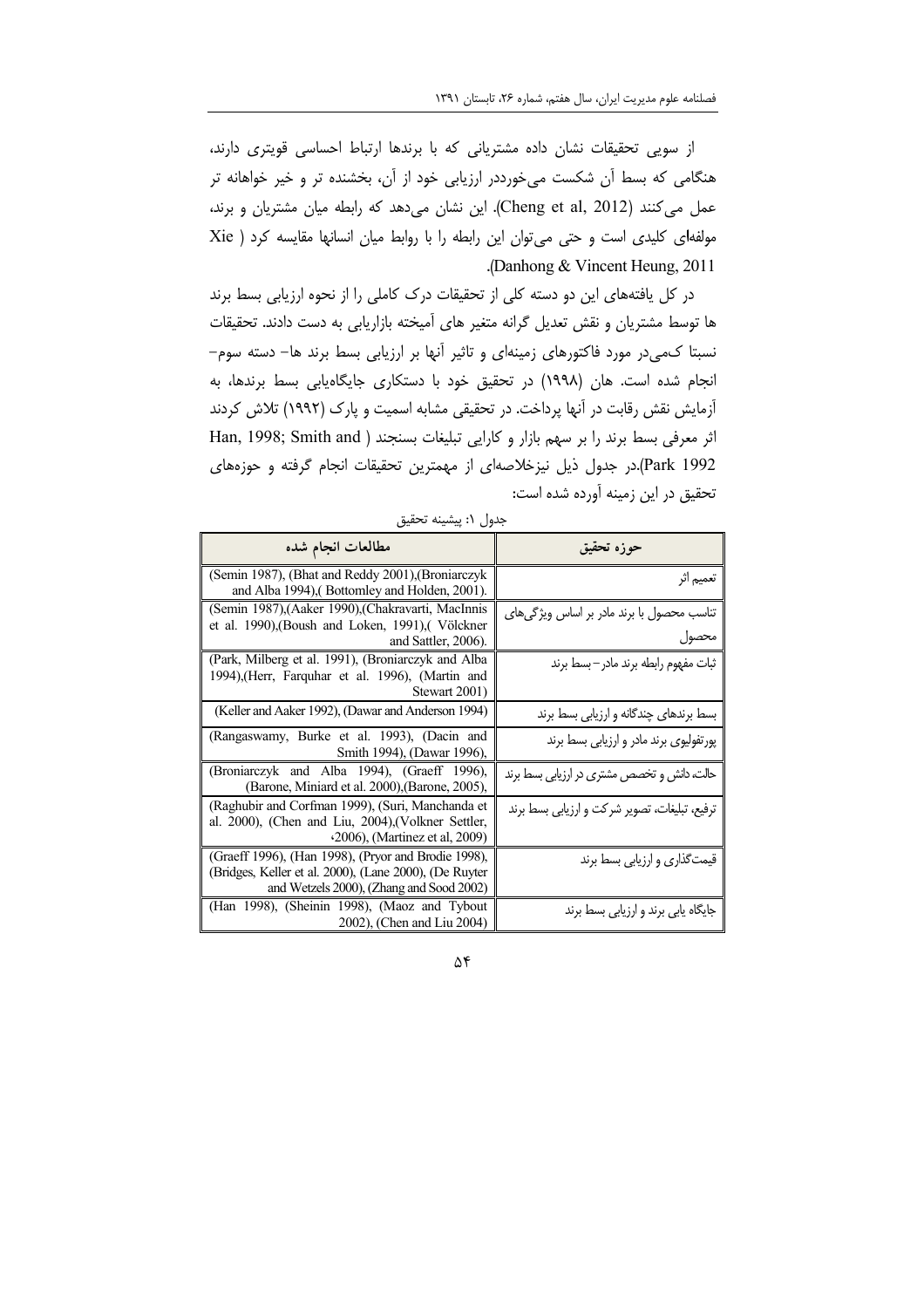از سویی تحقیقات نشان داده مشتریانی که با برندها ارتباط احساسی قویتری دارند، هنگامی که بسط آن شکست می‌خورددر ارزیابی خود از آن، بخشنده تر و خیر خواهانه تر عمل می‌کنند (Cheng et al, 2012). این نشان می‌دهد که رابطه میان مشتریان و برند، مولفه‌ای کلیدی است و حتی می‌توان این رابطه را با روابط میان انسانها مقایسه کرد ( Xie Danhong & Vincent Heung, 2011).

در کل یافته‌های این دو دسته کلی از تحقیقات درک کاملی را از نحوه ارزیابی بسط برند ها توسط مشتریان و نقش تعدیل گرانه متغیر های آمیخته بازاریابی به دست دادند. تحقیقات نسبتا کمی‌در مورد فاکتورهای زمینه‌ای و تاثیر آنها بر ارزیابی بسط برند ها- دسته سوم- انجام شده است. هان (۱۹۹۸) در تحقیق خود با دستکاری جایگاه‌یابی بسط برندها، به آزمایش نقش رقابت در آنها پرداخت. در تحقیقی مشابه اسمیت و پارک (۱۹۹۲) تلاش کردند اثر معرفی بسط برند را بر سهم بازار و کارایی تبلیغات بسنجند ( Han, 1998; Smith and Park 1992).در جدول ذیل نیزخلاصه‌ای از مهمترین تحقیقات انجام گرفته و حوزه‌های تحقیق در این زمینه آورده شده است:

جدول ۱: پیشینه تحقیق

| حوزه تحقیق | مطالعات انجام شده |
|---|---|
| تعمیم اثر | (Semin 1987), (Bhat and Reddy 2001),(Broniarczyk and Alba 1994),( Bottomley and Holden, 2001). |
| تناسب محصول با برند مادر بر اساس ویژگی‌های محصول | (Semin 1987),(Aaker 1990),(Chakravarti, MacInnis et al. 1990),(Boush and Loken, 1991),( Völckner and Sattler, 2006). |
| ثبات مفهوم رابطه برند مادر- بسط برند | (Park, Milberg et al. 1991), (Broniarczyk and Alba 1994),(Herr, Farquhar et al. 1996), (Martin and Stewart 2001) |
| بسط برندهای چندگانه و ارزیابی بسط برند | (Keller and Aaker 1992), (Dawar and Anderson 1994) |
| پورتفولیوی برند مادر و ارزیابی بسط برند | (Rangaswamy, Burke et al. 1993), (Dacin and Smith 1994), (Dawar 1996), |
| حالت، دانش و تخصص مشتری در ارزیابی بسط برند | (Broniarczyk and Alba 1994), (Graeff 1996), (Barone, Miniard et al. 2000),(Barone, 2005), |
| ترفیع، تبلیغات، تصویر شرکت و ارزیابی بسط برند | (Raghubir and Corfman 1999), (Suri, Manchanda et al. 2000), (Chen and Liu, 2004),(Volkner Settler, ،2006), (Martinez et al, 2009) |
| قیمت‌گذاری و ارزیابی بسط برند | (Graeff 1996), (Han 1998), (Pryor and Brodie 1998), (Bridges, Keller et al. 2000), (Lane 2000), (De Ruyter and Wetzels 2000), (Zhang and Sood 2002) |
| جایگاه یابی برند و ارزیابی بسط برند | (Han 1998), (Sheinin 1998), (Maoz and Tybout 2002), (Chen and Liu 2004) |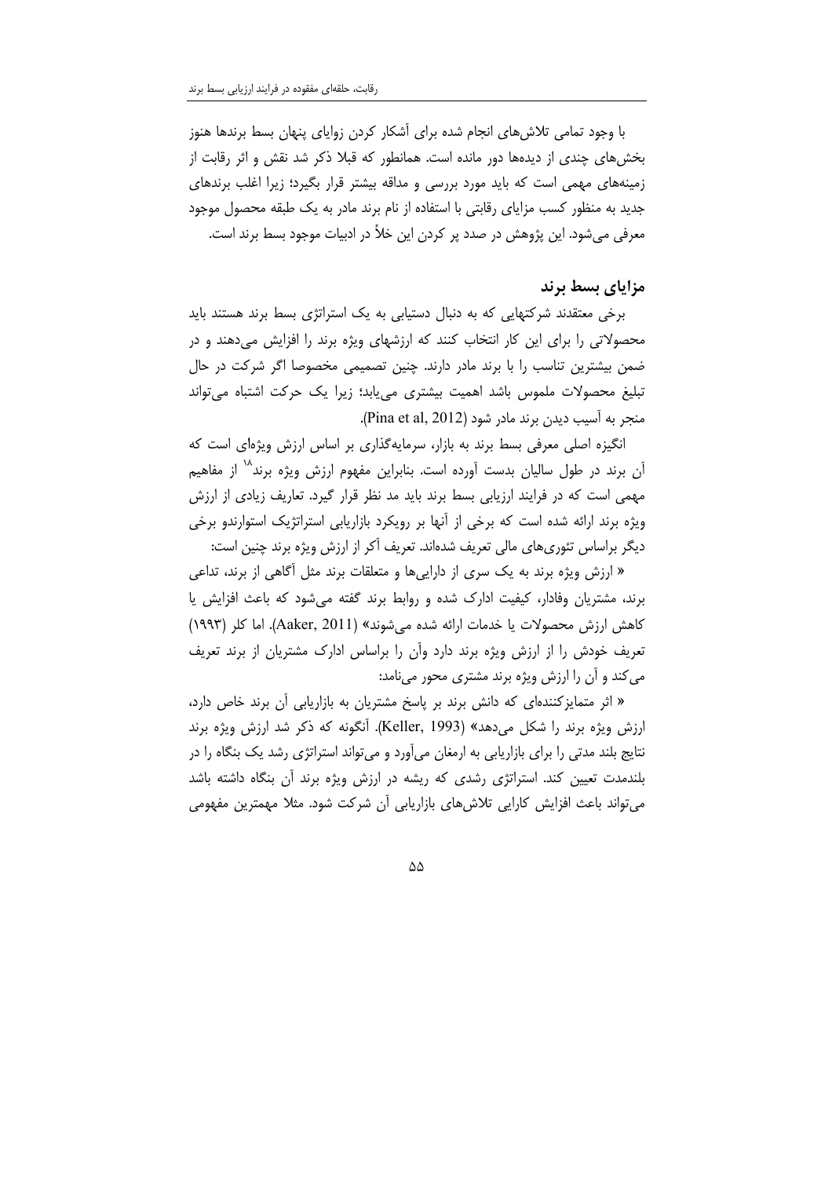با وجود تمامی تلاش‌های انجام شده برای آشکار کردن زوایای پنهان بسط برندها هنوز بخش‌های چندی از دیده‌ها دور مانده است. همانطور که قبلا ذکر شد نقش و اثر رقابت از زمینه‌های مهمی است که باید مورد بررسی و مداقه بیشتر قرار بگیرد؛ زیرا اغلب برندهای جدید به منظور کسب مزایای رقابتی با استفاده از نام برند مادر به یک طبقه محصول موجود معرفی می‌شود. این پژوهش در صدد پر کردن این خلأ در ادبیات موجود بسط برند است.

## مزایای بسط برند

برخی معتقدند شرکتهایی که به دنبال دستیابی به یک استراتژی بسط برند هستند باید محصولاتی را برای این کار انتخاب کنند که ارزشهای ویژه برند را افزایش می‌دهند و در ضمن بیشترین تناسب را با برند مادر دارند. چنین تصمیمی مخصوصا اگر شرکت در حال تبلیغ محصولات ملموس باشد اهمیت بیشتری می‌یابد؛ زیرا یک حرکت اشتباه می‌تواند منجر به آسیب دیدن برند مادر شود (Pina et al, 2012).

انگیزه اصلی معرفی بسط برند به بازار، سرمایه‌گذاری بر اساس ارزش ویژه‌ای است که آن برند در طول سالیان بدست آورده است. بنابراین مفهوم ارزش ویژه برند[۱۸] از مفاهیم مهمی است که در فرایند ارزیابی بسط برند باید مد نظر قرار گیرد. تعاریف زیادی از ارزش ویژه برند ارائه شده است که برخی از آنها بر رویکرد بازاریابی استراتژیک استوارندو برخی دیگر براساس تئوری‌های مالی تعریف شده‌اند. تعریف آکر از ارزش ویژه برند چنین است:

« ارزش ویژه برند به یک سری از دارایی‌ها و متعلقات برند مثل آگاهی از برند، تداعی برند، مشتریان وفادار، کیفیت ادارک شده و روابط برند گفته می‌شود که باعث افزایش یا کاهش ارزش محصولات یا خدمات ارائه شده می‌شوند» (Aaker, 2011). اما کلر (۱۹۹۳) تعریف خودش را از ارزش ویژه برند دارد وآن را براساس ادارک مشتریان از برند تعریف می‌کند و آن را ارزش ویژه برند مشتری محور می‌نامد:

« اثر متمایزکننده‌ای که دانش برند بر پاسخ مشتریان به بازاریابی آن برند خاص دارد، ارزش ویژه برند را شکل می‌دهد» (Keller, 1993). آنگونه که ذکر شد ارزش ویژه برند نتایج بلند مدتی را برای بازاریابی به ارمغان می‌آورد و می‌تواند استراتژی رشد یک بنگاه را در بلندمدت تعیین کند. استراتژی رشدی که ریشه در ارزش ویژه برند آن بنگاه داشته باشد می‌تواند باعث افزایش کارایی تلاش‌های بازاریابی آن شرکت شود. مثلا مهمترین مفهومی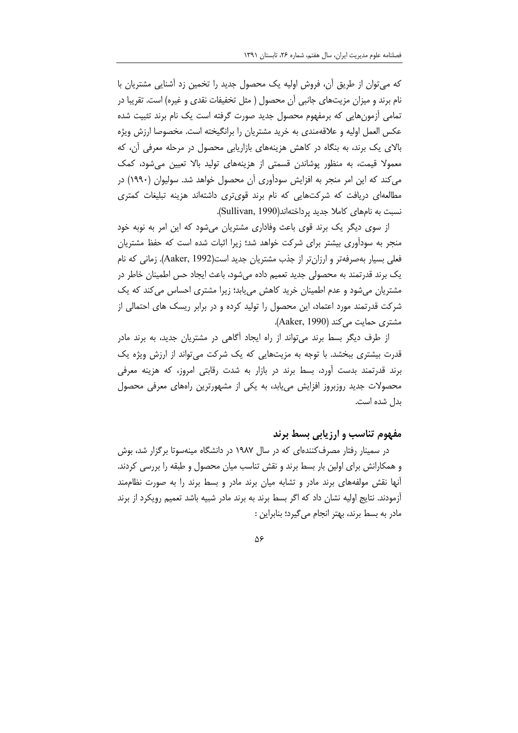که می‌توان از طریق آن، فروش اولیه یک محصول جدید را تخمین زد آشنایی مشتریان با نام برند و میزان مزیت‌های جانبی آن محصول ( مثل تخفیفات نقدی و غیره) است. تقریبا در تمامی آزمون‌هایی که برمفهوم محصول جدید صورت گرفته است یک نام برند تثبیت شده عکس العمل اولیه و علاقه‌مندی به خرید مشتریان را برانگیخته است. مخصوصا ارزش ویژه بالای یک برند، به بنگاه در کاهش هزینه‌های بازاریابی محصول در مرحله معرفی آن، که معمولا قیمت، به منظور پوشاندن قسمتی از هزینه‌های تولید بالا تعیین می‌شود، کمک می‌کند که این امر منجر به افزایش سودآوری آن محصول خواهد شد. سولیوان (۱۹۹۰) در مطالعه‌ای دریافت که شرکت‌هایی که نام برند قوی‌تری داشته‌اند هزینه تبلیغات کمتری نسبت به نام‌های کاملا جدید پرداخته‌اند(Sullivan, 1990).

از سوی دیگر یک برند قوی باعث وفاداری مشتریان می‌شود که این امر به نوبه خود منجر به سودآوری بیشتر برای شرکت خواهد شد؛ زیرا اثبات شده است که حفظ مشتریان فعلی بسیار به‌صرفه‌تر و ارزان‌تر از جذب مشتریان جدید است(Aaker, 1992). زمانی که نام یک برند قدرتمند به محصولی جدید تعمیم داده می‌شود، باعث ایجاد حس اطمینان خاطر در مشتریان می‌شود و عدم اطمینان خرید کاهش می‌یابد؛ زیرا مشتری احساس می‌کند که یک شرکت قدرتمند مورد اعتماد، این محصول را تولید کرده و در برابر ریسک های احتمالی از مشتری حمایت می‌کند (Aaker, 1990).

از طرف دیگر بسط برند می‌تواند از راه ایجاد آگاهی در مشتریان جدید، به برند مادر قدرت بیشتری ببخشد. با توجه به مزیت‌هایی که یک شرکت می‌تواند از ارزش ویژه یک برند قدرتمند بدست آورد، بسط برند در بازار به شدت رقابتی امروز، که هزینه معرفی محصولات جدید روزبروز افزایش می‌یابد، به یکی از مشهورترین راههای معرفی محصول بدل شده است.

## مفهوم تناسب و ارزیابی بسط برند

در سمینار رفتار مصرف‌کننده‌ای که در سال ۱۹۸۷ در دانشگاه مینه‌سوتا برگزار شد، بوش و همکارانش برای اولین بار بسط برند و نقش تناسب میان محصول و طبقه را بررسی کردند. آنها نقش مولفه‌های برند مادر و تشابه میان برند مادر و بسط برند را به صورت نظام‌مند آزمودند. نتایج اولیه نشان داد که اگر بسط برند به برند مادر شبیه باشد تعمیم رویکرد از برند مادر به بسط برند، بهتر انجام می‌گیرد؛ بنابراین :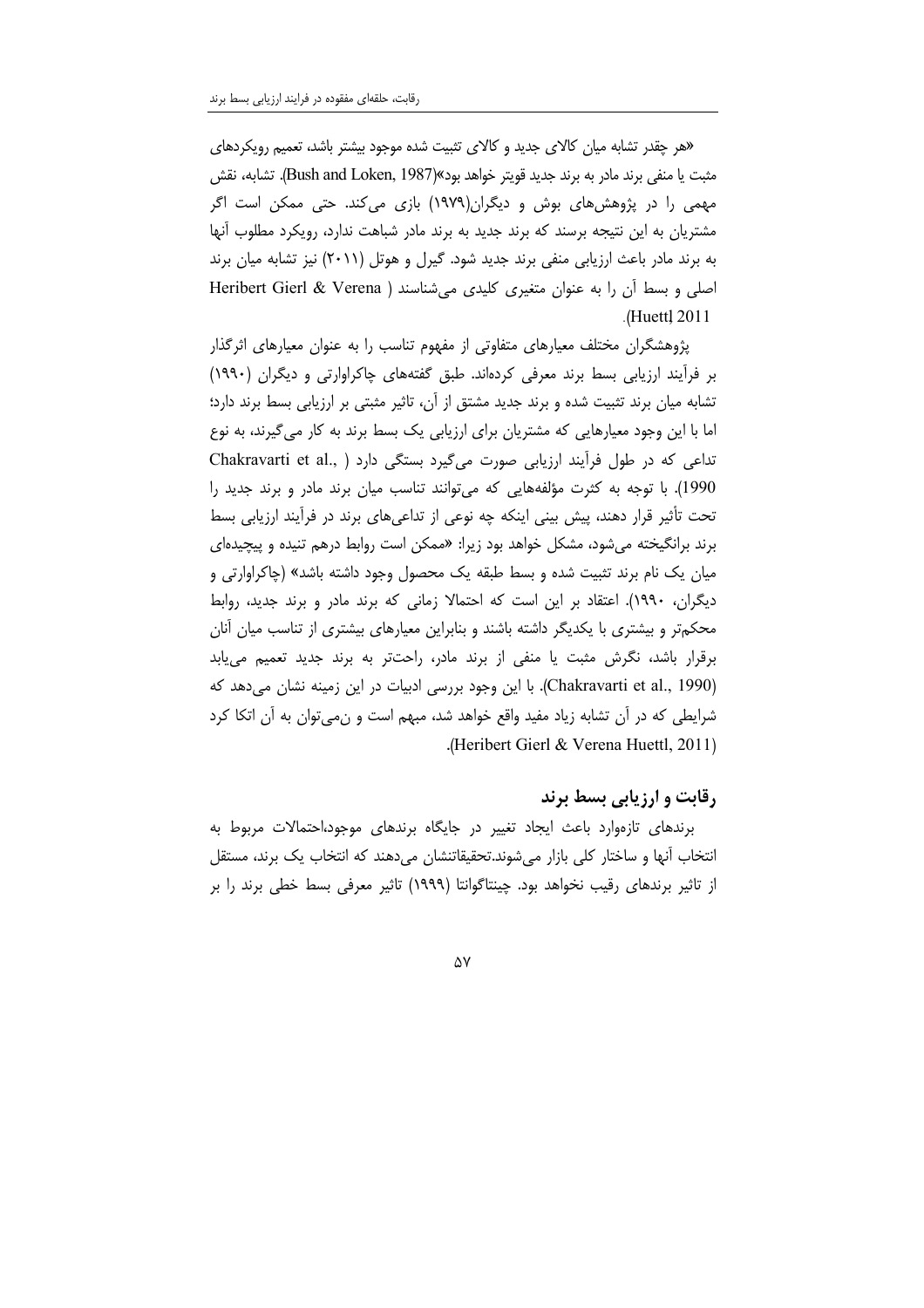«هر چقدر تشابه میان کالای جدید و کالای تثبیت شده موجود بیشتر باشد، تعمیم رویکردهای مثبت یا منفی برند مادر به برند جدید قویتر خواهد بود»(Bush and Loken, 1987). تشابه، نقش مهمی را در پژوهش‌های بوش و دیگران(۱۹۷۹) بازی می‌کند. حتی ممکن است اگر مشتریان به این نتیجه برسند که برند جدید به برند مادر شباهت ندارد، رویکرد مطلوب آنها به برند مادر باعث ارزیابی منفی برند جدید شود. گیرل و هوتل (۲۰۱۱) نیز تشابه میان برند اصلی و بسط آن را به عنوان متغیری کلیدی می‌شناسند (Heribert Gierl & Verena Huettl 2011).

پژوهشگران مختلف معیارهای متفاوتی از مفهوم تناسب را به عنوان معیارهای اثرگذار بر فرآیند ارزیابی بسط برند معرفی کرده‌اند. طبق گفته‌های چاکراوارتی و دیگران (۱۹۹۰) تشابه میان برند تثبیت شده و برند جدید مشتق از آن، تاثیر مثبتی بر ارزیابی بسط برند دارد؛ اما با این وجود معیارهایی که مشتریان برای ارزیابی یک بسط برند به کار می‌گیرند، به نوع تداعی که در طول فرآیند ارزیابی صورت می‌گیرد بستگی دارد (Chakravarti et al., 1990). با توجه به کثرت مؤلفه‌هایی که می‌توانند تناسب میان برند مادر و برند جدید را تحت تأثیر قرار دهند، پیش بینی اینکه چه نوعی از تداعی‌های برند در فرآیند ارزیابی بسط برند برانگیخته می‌شود، مشکل خواهد بود زیرا: «ممکن است روابط درهم تنیده و پیچیده‌ای میان یک نام برند تثبیت شده و بسط طبقه یک محصول وجود داشته باشد» (چاکراوارتی و دیگران، ۱۹۹۰). اعتقاد بر این است که احتمالا زمانی که برند مادر و برند جدید، روابط محکم‌تر و بیشتری با یکدیگر داشته باشند و بنابراین معیارهای بیشتری از تناسب میان آنان برقرار باشد، نگرش مثبت یا منفی از برند مادر، راحت‌تر به برند جدید تعمیم می‌یابد (Chakravarti et al., 1990). با این وجود بررسی ادبیات در این زمینه نشان می‌دهد که شرایطی که در آن تشابه زیاد مفید واقع خواهد شد، مبهم است و نمی‌توان به آن اتکا کرد (Heribert Gierl & Verena Huettl, 2011).

## رقابت و ارزیابی بسط برند

برندهای تازه‌وارد باعث ایجاد تغییر در جایگاه برندهای موجود،احتمالات مربوط به انتخاب آنها و ساختار کلی بازار می‌شوند.تحقیقاتنشان می‌دهند که انتخاب یک برند، مستقل از تاثیر برندهای رقیب نخواهد بود. چینتاگوانتا (۱۹۹۹) تاثیر معرفی بسط خطی برند را بر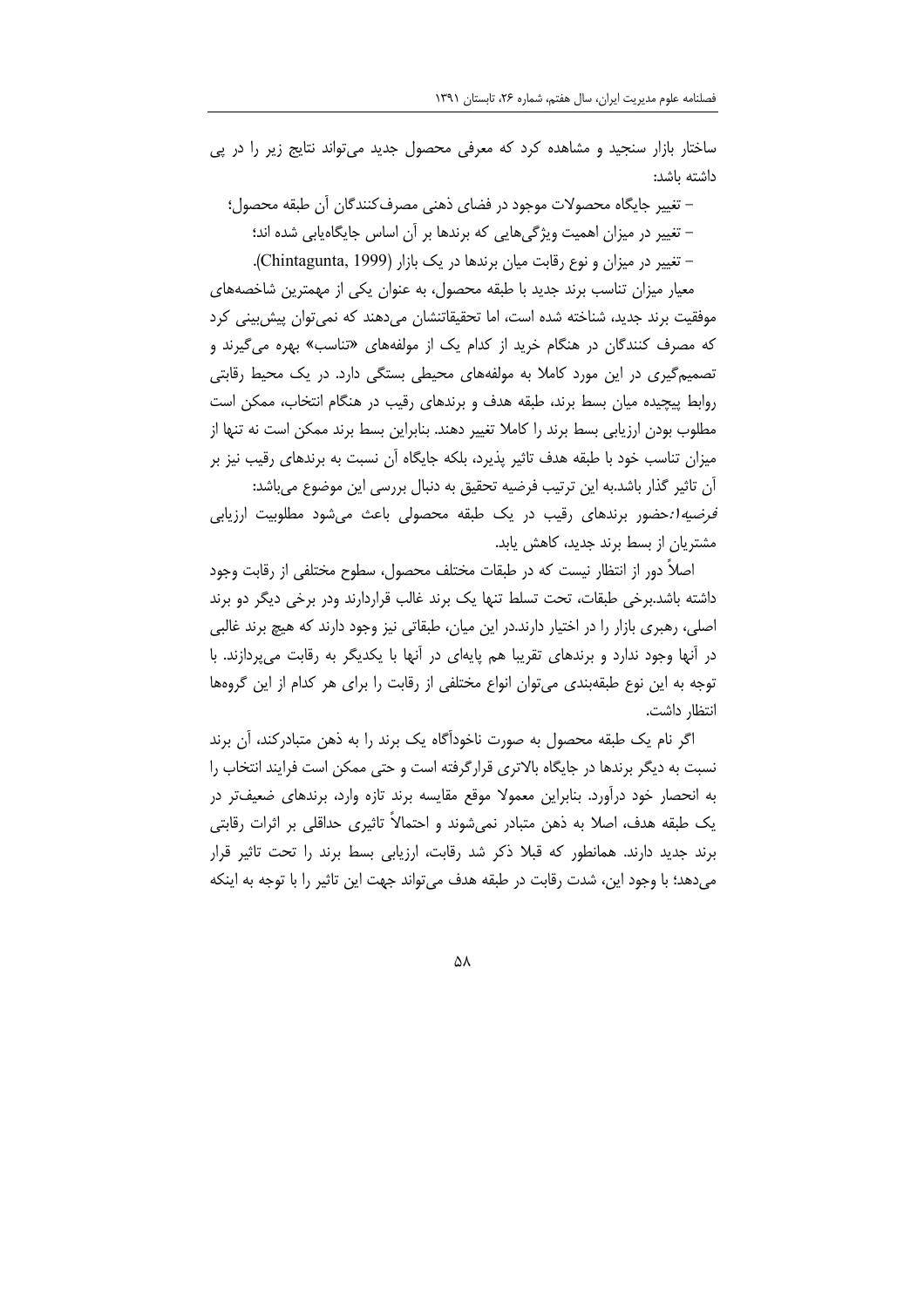ساختار بازار سنجید و مشاهده کرد که معرفی محصول جدید می‌تواند نتایج زیر را در پی داشته باشد:

- تغییر جایگاه محصولات موجود در فضای ذهنی مصرف‌کنندگان آن طبقه محصول؛
- تغییر در میزان اهمیت ویژگی‌هایی که برندها بر آن اساس جایگاه‌یابی شده اند؛
- تغییر در میزان و نوع رقابت میان برندها در یک بازار (Chintagunta, 1999).

معیار میزان تناسب برند جدید با طبقه محصول، به عنوان یکی از مهمترین شاخصه‌های موفقیت برند جدید، شناخته شده است، اما تحقیقاتشان می‌دهند که نمی‌توان پیش‌بینی کرد که مصرف کنندگان در هنگام خرید از کدام یک از مولفه‌های «تناسب» بهره می‌گیرند و تصمیم‌گیری در این مورد کاملا به مولفه‌های محیطی بستگی دارد. در یک محیط رقابتی روابط پیچیده میان بسط برند، طبقه هدف و برندهای رقیب در هنگام انتخاب، ممکن است مطلوب بودن ارزیابی بسط برند را کاملا تغییر دهند. بنابراین بسط برند ممکن است نه تنها از میزان تناسب خود با طبقه هدف تاثیر پذیرد، بلکه جایگاه آن نسبت به برندهای رقیب نیز بر آن تاثیر گذار باشد.به این ترتیب فرضیه تحقیق به دنبال بررسی این موضوع می‌باشد:

*فرضیه۱:* حضور برندهای رقیب در یک طبقه محصولی باعث می‌شود مطلوبیت ارزیابی مشتریان از بسط برند جدید، کاهش یابد.

اصلاً دور از انتظار نیست که در طبقات مختلف محصول، سطوح مختلفی از رقابت وجود داشته باشد.برخی طبقات، تحت تسلط تنها یک برند غالب قراردارند ودر برخی دیگر دو برند اصلی، رهبری بازار را در اختیار دارند.در این میان، طبقاتی نیز وجود دارند که هیچ برند غالبی در آنها وجود ندارد و برندهای تقریبا هم پایه‌ای در آنها با یکدیگر به رقابت می‌پردازند. با توجه به این نوع طبقه‌بندی می‌توان انواع مختلفی از رقابت را برای هر کدام از این گروه‌ها انتظار داشت.

اگر نام یک طبقه محصول به صورت ناخودآگاه یک برند را به ذهن متبادرکند، آن برند نسبت به دیگر برندها در جایگاه بالاتری قرارگرفته است و حتی ممکن است فرایند انتخاب را به انحصار خود درآورد. بنابراین معمولا موقع مقایسه برند تازه وارد، برندهای ضعیف‌تر در یک طبقه هدف، اصلا به ذهن متبادر نمی‌شوند و احتمالاً تاثیری حداقلی بر اثرات رقابتی برند جدید دارند. همانطور که قبلا ذکر شد رقابت، ارزیابی بسط برند را تحت تاثیر قرار می‌دهد؛ با وجود این، شدت رقابت در طبقه هدف می‌تواند جهت این تاثیر را با توجه به اینکه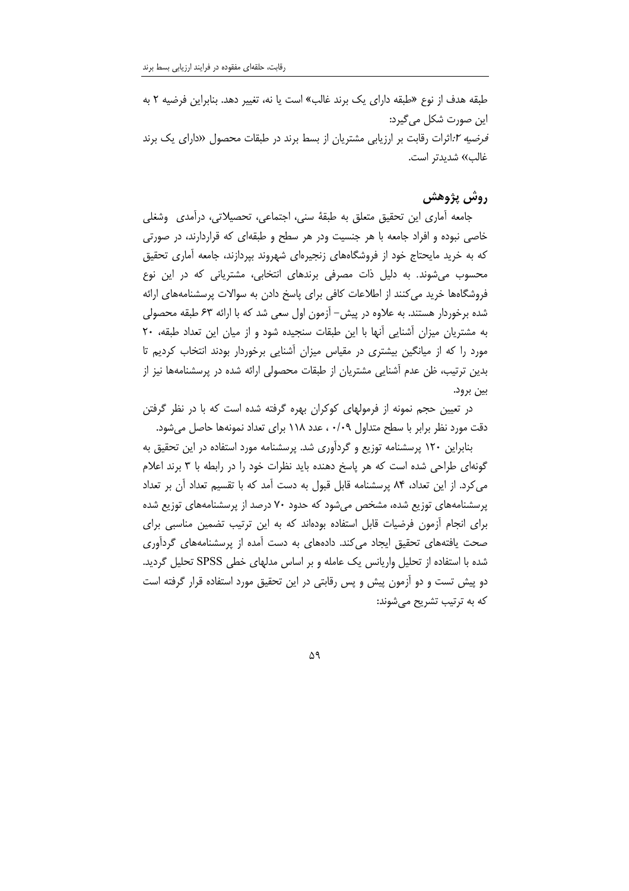طبقه هدف از نوع «طبقه دارای یک برند غالب» است یا نه، تغییر دهد. بنابراین فرضیه ۲ به این صورت شکل می‌گیرد:

*فرضیه ۲:* اثرات رقابت بر ارزیابی مشتریان از بسط برند در طبقات محصول «دارای یک برند غالب» شدیدتر است.

## روش پژوهش

جامعه آماری این تحقیق متعلق به طبقهٔ سنی، اجتماعی، تحصیلاتی، درآمدی وشغلی خاصی نبوده و افراد جامعه با هر جنسیت ودر هر سطح و طبقه‌ای که قراردارند، در صورتی که به خرید مایحتاج خود از فروشگاه‌های زنجیره‌ای شهروند بپردازند، جامعه آماری تحقیق محسوب می‌شوند. به دلیل ذات مصرفی برندهای انتخابی، مشتریانی که در این نوع فروشگاه‌ها خرید می‌کنند از اطلاعات کافی برای پاسخ دادن به سوالات پرسشنامه‌های ارائه شده برخوردار هستند. به علاوه در پیش– آزمون اول سعی شد که با ارائه ۶۳ طبقه محصولی به مشتریان میزان آشنایی آنها با این طبقات سنجیده شود و از میان این تعداد طبقه، ۲۰ مورد را که از میانگین بیشتری در مقیاس میزان آشنایی برخوردار بودند انتخاب کردیم تا بدین ترتیب، ظن عدم آشنایی مشتریان از طبقات محصولی ارائه شده در پرسشنامه‌ها نیز از بین برود.

در تعیین حجم نمونه از فرمولهای کوکران بهره گرفته شده است که با در نظر گرفتن دقت مورد نظر برابر با سطح متداول ۰/۰۹ ، عدد ۱۱۸ برای تعداد نمونه‌ها حاصل می‌شود.

بنابراین ۱۲۰ پرسشنامه توزیع و گردآوری شد. پرسشنامه مورد استفاده در این تحقیق به گونه‌ای طراحی شده است که هر پاسخ دهنده باید نظرات خود را در رابطه با ۳ برند اعلام می‌کرد. از این تعداد، ۸۴ پرسشنامه قابل قبول به دست آمد که با تقسیم تعداد آن بر تعداد پرسشنامه‌های توزیع شده، مشخص می‌شود که حدود ۷۰ درصد از پرسشنامه‌های توزیع شده برای انجام آزمون فرضیات قابل استفاده بوده‌اند که به این ترتیب تضمین مناسبی برای صحت یافته‌های تحقیق ایجاد می‌کند. داده‌های به دست آمده از پرسشنامه‌های گردآوری شده با استفاده از تحلیل واریانس یک عامله و بر اساس مدلهای خطی SPSS تحلیل گردید. دو پیش تست و دو آزمون پیش و پس رقابتی در این تحقیق مورد استفاده قرار گرفته است که به ترتیب تشریح می‌شوند: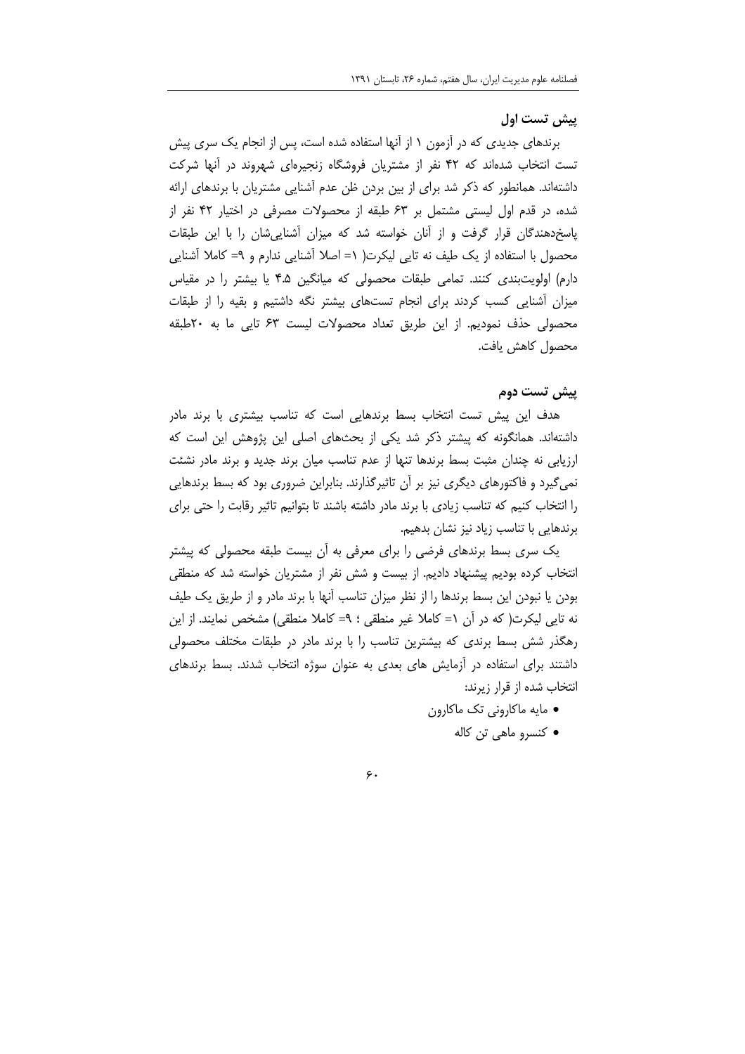### پیش تست اول

برندهای جدیدی که در آزمون ۱ از آنها استفاده شده است، پس از انجام یک سری پیش تست انتخاب شده‌اند که ۴۲ نفر از مشتریان فروشگاه زنجیره‌ای شهروند در آنها شرکت داشته‌اند. همانطور که ذکر شد برای از بین بردن ظن عدم آشنایی مشتریان با برندهای ارائه شده، در قدم اول لیستی مشتمل بر ۶۳ طبقه از محصولات مصرفی در اختیار ۴۲ نفر از پاسخ‌دهندگان قرار گرفت و از آنان خواسته شد که میزان آشنایی‌شان را با این طبقات محصول با استفاده از یک طیف نه تایی لیکرت( ۱= اصلا آشنایی ندارم و ۹= کاملا آشنایی دارم) اولویت‌بندی کنند. تمامی طبقات محصولی که میانگین ۴.۵ یا بیشتر را در مقیاس میزان آشنایی کسب کردند برای انجام تست‌های بیشتر نگه داشتیم و بقیه را از طبقات محصولی حذف نمودیم. از این طریق تعداد محصولات لیست ۶۳ تایی ما به ۲۰طبقه محصول کاهش یافت.

### پیش تست دوم

هدف این پیش تست انتخاب بسط برندهایی است که تناسب بیشتری با برند مادر داشته‌اند. همانگونه که پیشتر ذکر شد یکی از بحث‌های اصلی این پژوهش این است که ارزیابی نه چندان مثبت بسط برندها تنها از عدم تناسب میان برند جدید و برند مادر نشئت نمی‌گیرد و فاکتورهای دیگری نیز بر آن تاثیرگذارند. بنابراین ضروری بود که بسط برندهایی را انتخاب کنیم که تناسب زیادی با برند مادر داشته باشند تا بتوانیم تاثیر رقابت را حتی برای برندهایی با تناسب زیاد نیز نشان بدهیم.

یک سری بسط برندهای فرضی را برای معرفی به آن بیست طبقه محصولی که پیشتر انتخاب کرده بودیم پیشنهاد دادیم. از بیست و شش نفر از مشتریان خواسته شد که منطقی بودن یا نبودن این بسط برندها را از نظر میزان تناسب آنها با برند مادر و از طریق یک طیف نه تایی لیکرت( که در آن ۱= کاملا غیر منطقی ؛ ۹= کاملا منطقی) مشخص نمایند. از این رهگذر شش بسط برندی که بیشترین تناسب را با برند مادر در طبقات مختلف محصولی داشتند برای استفاده در آزمایش های بعدی به عنوان سوژه انتخاب شدند. بسط برندهای انتخاب شده از قرار زیرند:

- مایه ماکارونی تک ماکارون
- کنسرو ماهی تن کاله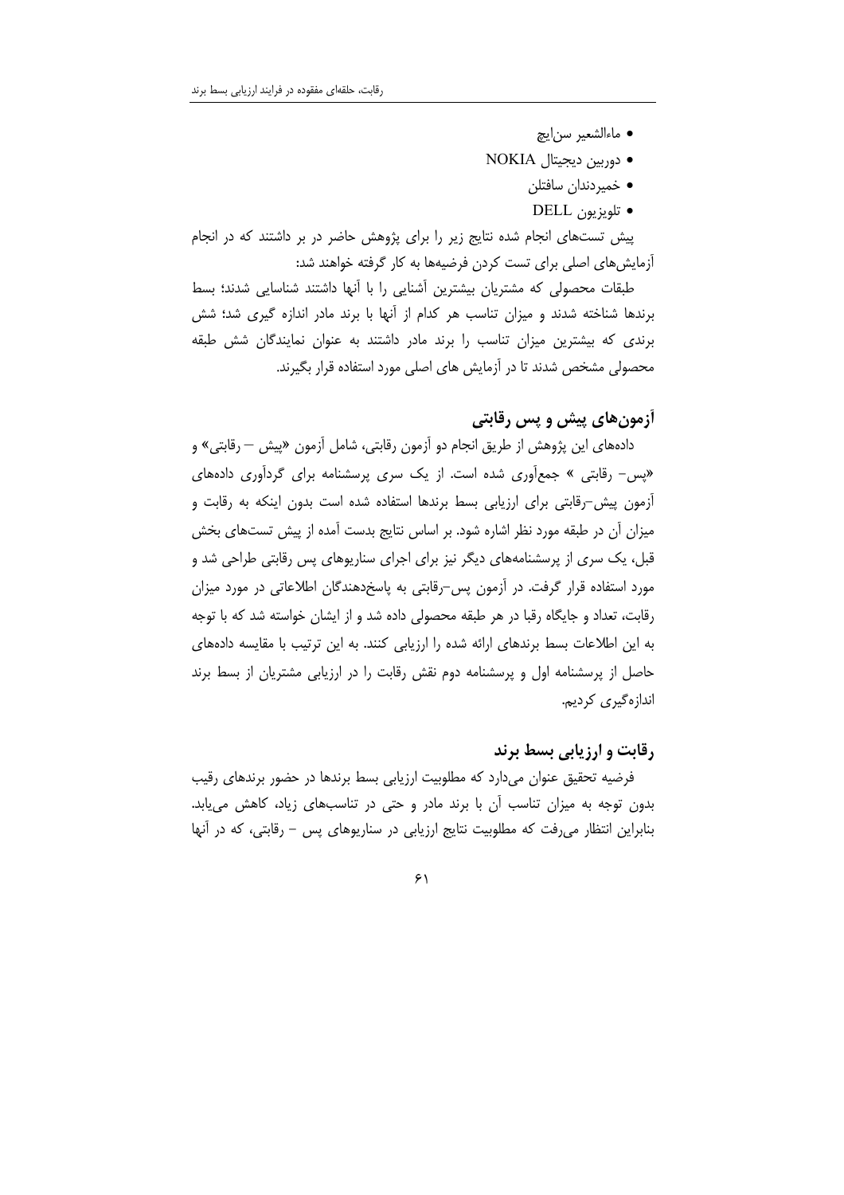- ماءالشعیر سن‌ایچ
- دوربین دیجیتال NOKIA
- خمیردندان سافتلن
- تلویزیون DELL

پیش تست‌های انجام شده نتایج زیر را برای پژوهش حاضر در بر داشتند که در انجام آزمایش‌های اصلی برای تست کردن فرضیه‌ها به کار گرفته خواهند شد:

طبقات محصولی که مشتریان بیشترین آشنایی را با آنها داشتند شناسایی شدند؛ بسط برندها شناخته شدند و میزان تناسب هر کدام از آنها با برند مادر اندازه گیری شد؛ شش برندی که بیشترین میزان تناسب را برند مادر داشتند به عنوان نمایندگان شش طبقه محصولی مشخص شدند تا در آزمایش های اصلی مورد استفاده قرار بگیرند.

## آزمون‌های پیش و پس رقابتی

داده‌های این پژوهش از طریق انجام دو آزمون رقابتی، شامل آزمون «پیش – رقابتی» و «پس- رقابتی » جمع‌آوری شده است. از یک سری پرسشنامه برای گردآوری داده‌های آزمون پیش-رقابتی برای ارزیابی بسط برندها استفاده شده است بدون اینکه به رقابت و میزان آن در طبقه مورد نظر اشاره شود. بر اساس نتایج بدست آمده از پیش تست‌های بخش قبل، یک سری از پرسشنامه‌های دیگر نیز برای اجرای سناریوهای پس رقابتی طراحی شد و مورد استفاده قرار گرفت. در آزمون پس-رقابتی به پاسخ‌دهندگان اطلاعاتی در مورد میزان رقابت، تعداد و جایگاه رقبا در هر طبقه محصولی داده شد و از ایشان خواسته شد که با توجه به این اطلاعات بسط برندهای ارائه شده را ارزیابی کنند. به این ترتیب با مقایسه داده‌های حاصل از پرسشنامه اول و پرسشنامه دوم نقش رقابت را در ارزیابی مشتریان از بسط برند اندازه‌گیری کردیم.

## رقابت و ارزیابی بسط برند

فرضیه تحقیق عنوان می‌دارد که مطلوبیت ارزیابی بسط برندها در حضور برندهای رقیب بدون توجه به میزان تناسب آن با برند مادر و حتی در تناسب‌های زیاد، کاهش می‌یابد. بنابراین انتظار می‌رفت که مطلوبیت نتایج ارزیابی در سناریوهای پس – رقابتی، که در آنها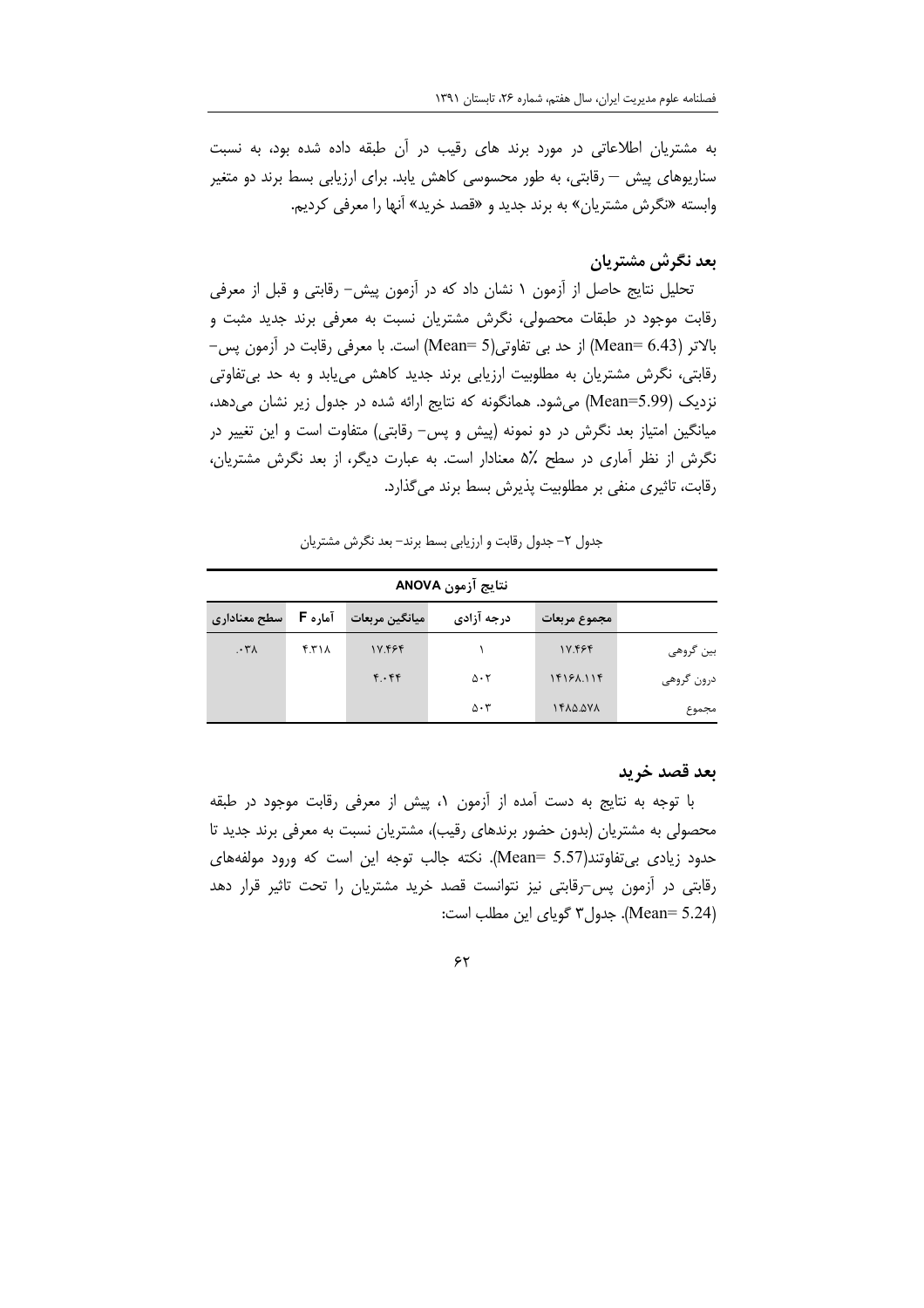به مشتریان اطلاعاتی در مورد برند های رقیب در آن طبقه داده شده بود، به نسبت سناریوهای پیش – رقابتی، به طور محسوسی کاهش یابد. برای ارزیابی بسط برند دو متغیر وابسته «نگرش مشتریان» به برند جدید و «قصد خرید» آنها را معرفی کردیم.

### بعد نگرش مشتریان

تحلیل نتایج حاصل از آزمون ۱ نشان داد که در آزمون پیش- رقابتی و قبل از معرفی رقابت موجود در طبقات محصولی، نگرش مشتریان نسبت به معرفی برند جدید مثبت و بالاتر (Mean= 6.43) از حد بی تفاوتی(Mean= 5) است. با معرفی رقابت در آزمون پس- رقابتی، نگرش مشتریان به مطلوبیت ارزیابی برند جدید کاهش می‌یابد و به حد بی‌تفاوتی نزدیک (Mean=5.99) می‌شود. همانگونه که نتایج ارائه شده در جدول زیر نشان می‌دهد، میانگین امتیاز بعد نگرش در دو نمونه (پیش و پس- رقابتی) متفاوت است و این تغییر در نگرش از نظر آماری در سطح ۵٪ معنادار است. به عبارت دیگر، از بعد نگرش مشتریان، رقابت، تاثیری منفی بر مطلوبیت پذیرش بسط برند می‌گذارد.

جدول ۲- جدول رقابت و ارزیابی بسط برند- بعد نگرش مشتریان

| نتایج آزمون ANOVA | | | | | |
|---|---|---|---|---|---|
| | مجموع مربعات | درجه آزادی | میانگین مربعات | آماره F | سطح معناداری |
| بین گروهی | ۱۷.۴۶۴ | ۱ | ۱۷.۴۶۴ | ۴.۳۱۸ | .۰۳۸ |
| درون گروهی | ۱۴۱۶۸.۱۱۴ | ۵۰۲ | ۴.۰۴۴ | | |
| مجموع | ۱۴۸۵.۵۷۸ | ۵۰۳ | | | |

### بعد قصد خرید

با توجه به نتایج به دست آمده از آزمون ۱، پیش از معرفی رقابت موجود در طبقه محصولی به مشتریان (بدون حضور برندهای رقیب)، مشتریان نسبت به معرفی برند جدید تا حدود زیادی بی‌تفاوتند(Mean= 5.57). نکته جالب توجه این است که ورود مولفه‌های رقابتی در آزمون پس-رقابتی نیز نتوانست قصد خرید مشتریان را تحت تاثیر قرار دهد (Mean= 5.24). جدول۳ گویای این مطلب است: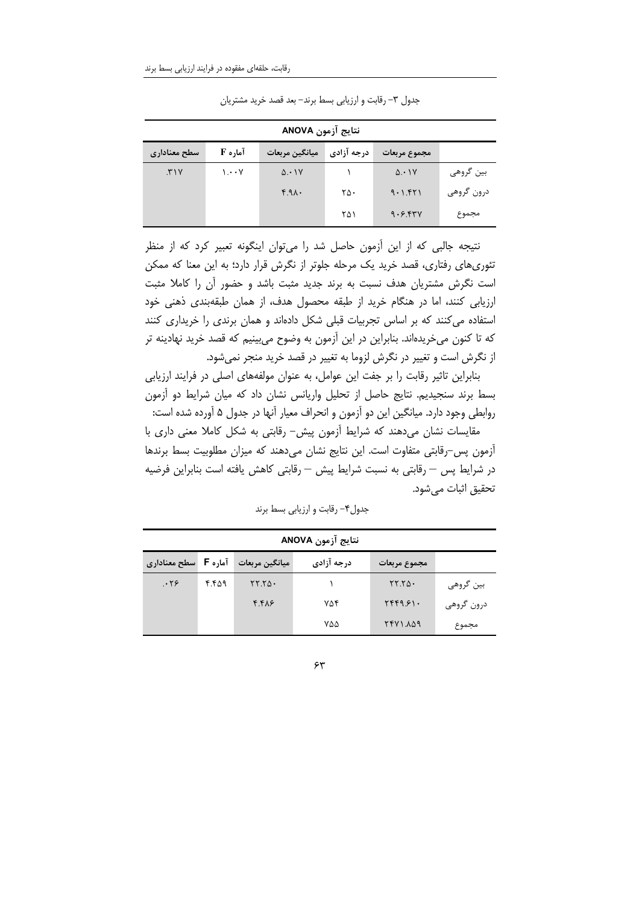جدول ۳- رقابت و ارزیابی بسط برند- بعد قصد خرید مشتریان

| نتایج آزمون ANOVA | | | | | |
|---|---|---|---|---|---|
| | مجموع مربعات | درجه آزادی | میانگین مربعات | آماره F | سطح معناداری |
| بین گروهی | ۵.۰۱۷ | ۱ | ۵.۰۱۷ | ۱.۰۰۷ | .۳۱۷ |
| درون گروهی | ۹۰۱.۴۲۱ | ۲۵۰ | ۴.۹۸۰ | | |
| مجموع | ۹۰۶.۴۳۷ | ۲۵۱ | | | |

نتیجه جالبی که از این آزمون حاصل شد را می‌توان اینگونه تعبیر کرد که از منظر تئوری‌های رفتاری، قصد خرید یک مرحله جلوتر از نگرش قرار دارد؛ به این معنا که ممکن است نگرش مشتریان هدف نسبت به برند جدید مثبت باشد و حضور آن را کاملا مثبت ارزیابی کنند، اما در هنگام خرید از طبقه محصول هدف، از همان طبقه‌بندی ذهنی خود استفاده می‌کنند که بر اساس تجربیات قبلی شکل داده‌اند و همان برندی را خریداری کنند که تا کنون می‌خریده‌اند. بنابراین در این آزمون به وضوح می‌بینیم که قصد خرید نهادینه تر از نگرش است و تغییر در نگرش لزوما به تغییر در قصد خرید منجر نمی‌شود.

بنابراین تاثیر رقابت را بر جفت این عوامل، به عنوان مولفه‌های اصلی در فرایند ارزیابی بسط برند سنجیدیم. نتایج حاصل از تحلیل واریانس نشان داد که میان شرایط دو آزمون روابطی وجود دارد. میانگین این دو آزمون و انحراف معیار آنها در جدول ۵ آورده شده است:

مقایسات نشان می‌دهند که شرایط آزمون پیش- رقابتی به شکل کاملا معنی داری با آزمون پس-رقابتی متفاوت است. این نتایج نشان می‌دهند که میزان مطلوبیت بسط برندها در شرایط پس – رقابتی به نسبت شرایط پیش – رقابتی کاهش یافته است بنابراین فرضیه تحقیق اثبات می‌شود.

جدول۴- رقابت و ارزیابی بسط برند

| نتایج آزمون ANOVA | | | | | |
|---|---|---|---|---|---|
| | مجموع مربعات | درجه آزادی | میانگین مربعات | آماره F | سطح معناداری |
| بین گروهی | ۲۲.۲۵۰ | ۱ | ۲۲.۲۵۰ | ۴.۴۵۹ | .۰۲۶ |
| درون گروهی | ۲۴۴۹.۶۱۰ | ۷۵۴ | ۴.۴۸۶ | | |
| مجموع | ۲۴۷۱.۸۵۹ | ۷۵۵ | | | |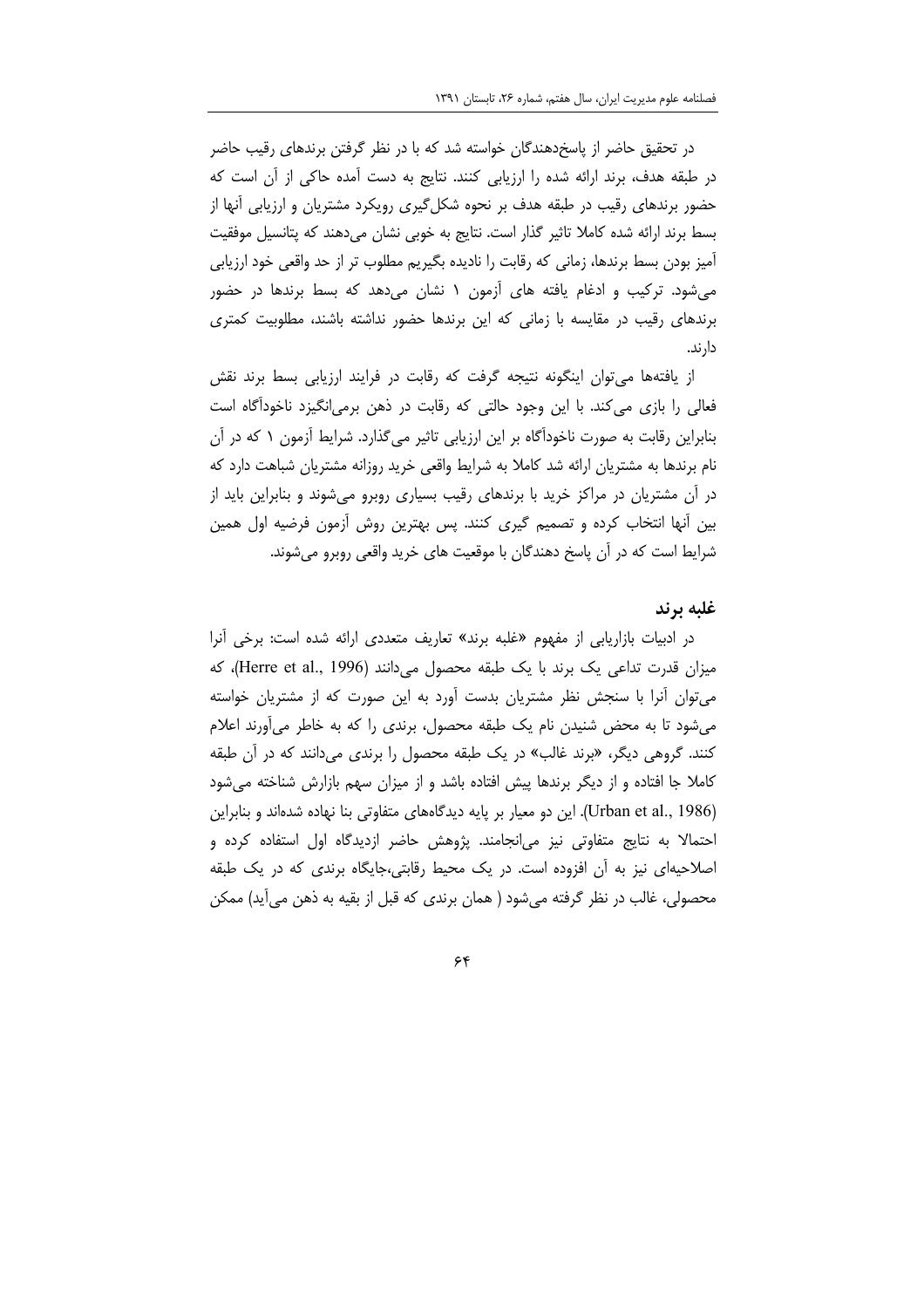در تحقیق حاضر از پاسخ‌دهندگان خواسته شد که با در نظر گرفتن برندهای رقیب حاضر در طبقه هدف، برند ارائه شده را ارزیابی کنند. نتایج به دست آمده حاکی از آن است که حضور برندهای رقیب در طبقه هدف بر نحوه شکل‌گیری رویکرد مشتریان و ارزیابی آنها از بسط برند ارائه شده کاملا تاثیر گذار است. نتایج به خوبی نشان می‌دهند که پتانسیل موفقیت آمیز بودن بسط برندها، زمانی که رقابت را نادیده بگیریم مطلوب تر از حد واقعی خود ارزیابی می‌شود. ترکیب و ادغام یافته های آزمون ۱ نشان می‌دهد که بسط برندها در حضور برندهای رقیب در مقایسه با زمانی که این برندها حضور نداشته باشند، مطلوبیت کمتری دارند.

از یافته‌ها می‌توان اینگونه نتیجه گرفت که رقابت در فرایند ارزیابی بسط برند نقش فعالی را بازی می‌کند. با این وجود حالتی که رقابت در ذهن برمی‌انگیزد ناخودآگاه است بنابراین رقابت به صورت ناخودآگاه بر این ارزیابی تاثیر می‌گذارد. شرایط آزمون ۱ که در آن نام برندها به مشتریان ارائه شد کاملا به شرایط واقعی خرید روزانه مشتریان شباهت دارد که در آن مشتریان در مراکز خرید با برندهای رقیب بسیاری روبرو می‌شوند و بنابراین باید از بین آنها انتخاب کرده و تصمیم گیری کنند. پس بهترین روش آزمون فرضیه اول همین شرایط است که در آن پاسخ دهندگان با موقعیت های خرید واقعی روبرو می‌شوند.

## غلبه برند

در ادبیات بازاریابی از مفهوم «غلبه برند» تعاریف متعددی ارائه شده است: برخی آنرا میزان قدرت تداعی یک برند با یک طبقه محصول می‌دانند (Herre et al., 1996)، که می‌توان آنرا با سنجش نظر مشتریان بدست آورد به این صورت که از مشتریان خواسته می‌شود تا به محض شنیدن نام یک طبقه محصول، برندی را که به خاطر می‌آورند اعلام کنند. گروهی دیگر، «برند غالب» در یک طبقه محصول را برندی می‌دانند که در آن طبقه کاملا جا افتاده باشد و از دیگر برندها پیش افتاده باشد و از میزان سهم بازارش شناخته می‌شود (Urban et al., 1986). این دو معیار بر پایه دیدگاه‌های متفاوتی بنا نهاده شده‌اند و بنابراین احتمالا به نتایج متفاوتی نیز می‌انجامند. پژوهش حاضر ازدیدگاه اول استفاده کرده و اصلاحیه‌ای نیز به آن افزوده است. در یک محیط رقابتی،جایگاه برندی که در یک طبقه محصولی، غالب در نظر گرفته می‌شود ( همان برندی که قبل از بقیه به ذهن می‌آید) ممکن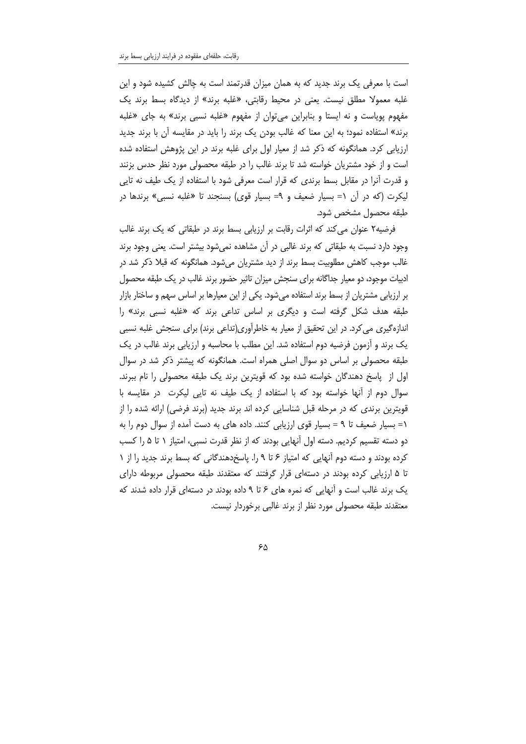است با معرفی یک برند جدید که به همان میزان قدرتمند است به چالش کشیده شود و این غلبه معمولا مطلق نیست. یعنی در محیط رقابتی، «غلبه برند» از دیدگاه بسط برند یک مفهوم پویاست و نه ایستا و بنابراین می‌توان از مفهوم «غلبه نسبی برند» به جای «غلبه برند» استفاده نمود؛ به این معنا که غالب بودن یک برند را باید در مقایسه آن با برند جدید ارزیابی کرد. همانگونه که ذکر شد از معیار اول برای غلبه برند در این پژوهش استفاده شده است و از خود مشتریان خواسته شد تا برند غالب را در طبقه محصولی مورد نظر حدس بزنند و قدرت آنرا در مقابل بسط برندی که قرار است معرفی شود با استفاده از یک طیف نه تایی لیکرت (که در آن ۱= بسیار ضعیف و ۹= بسیار قوی) بسنجند تا «غلبه نسبی» برندها در طبقه محصول مشخص شود.

فرضیه۲ عنوان می‌کند که اثرات رقابت بر ارزیابی بسط برند در طبقاتی که یک برند غالب وجود دارد نسبت به طبقاتی که برند غالبی در آن مشاهده نمی‌شود بیشتر است. یعنی وجود برند غالب موجب کاهش مطلوبیت بسط برند از دید مشتریان می‌شود. همانگونه که قبلا ذکر شد در ادبیات موجود، دو معیار جداگانه برای سنجش میزان تاثیر حضور برند غالب در یک طبقه محصول بر ارزیابی مشتریان از بسط برند استفاده می‌شود. یکی از این معیارها بر اساس سهم و ساختار بازار طبقه هدف شکل گرفته است و دیگری بر اساس تداعی برند که «غلبه نسبی برند» را اندازه‌گیری می‌کرد. در این تحقیق از معیار به خاطرآوری(تداعی برند) برای سنجش غلبه نسبی یک برند و آزمون فرضیه دوم استفاده شد. این مطلب با محاسبه و ارزیابی برند غالب در یک طبقه محصولی بر اساس دو سوال اصلی همراه است. همانگونه که پیشتر ذکر شد در سوال اول از پاسخ دهندگان خواسته شده بود که قویترین برند یک طبقه محصولی را نام ببرند. سوال دوم از آنها خواسته بود که با استفاده از یک طیف نه تایی لیکرت در مقایسه با قویترین برندی که در مرحله قبل شناسایی کرده اند برند جدید (برند فرضی) ارائه شده را از ۱= بسیار ضعیف تا ۹ = بسیار قوی ارزیابی کنند. داده های به دست آمده از سوال دوم را به دو دسته تقسیم کردیم. دسته اول آنهایی بودند که از نظر قدرت نسبی، امتیاز ۱ تا ۵ را کسب کرده بودند و دسته دوم آنهایی که امتیاز ۶ تا ۹ را. پاسخ‌دهندگانی که بسط برند جدید را از ۱ تا ۵ ارزیابی کرده بودند در دسته‌ای قرار گرفتند که معتقدند طبقه محصولی مربوطه دارای یک برند غالب است و آنهایی که نمره های ۶ تا ۹ داده بودند در دسته‌ای قرار داده شدند که معتقدند طبقه محصولی مورد نظر از برند غالبی برخوردار نیست.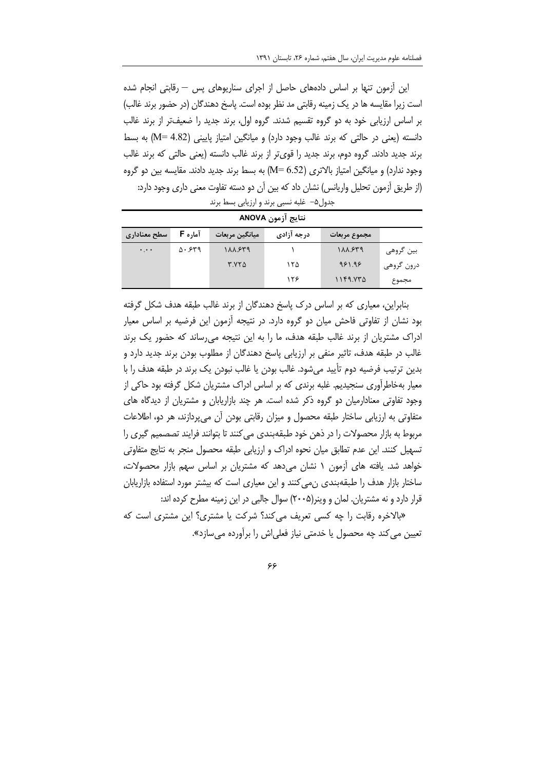این آزمون تنها بر اساس داده‌های حاصل از اجرای سناریوهای پس – رقابتی انجام شده است زیرا مقایسه ها در یک زمینه رقابتی مد نظر بوده است. پاسخ دهندگان (در حضور برند غالب) بر اساس ارزیابی خود به دو گروه تقسیم شدند. گروه اول، برند جدید را ضعیف‌تر از برند غالب دانسته (یعنی در حالتی که برند غالب وجود دارد) و میانگین امتیاز پایینی (M= 4.82) به بسط برند جدید دادند. گروه دوم، برند جدید را قوی‌تر از برند غالب دانسته (یعنی حالتی که برند غالب وجود ندارد) و میانگین امتیاز بالاتری (M= 6.52) به بسط برند جدید دادند. مقایسه بین دو گروه (از طریق آزمون تحلیل واریانس) نشان داد که بین آن دو دسته تفاوت معنی داری وجود دارد:

جدول۵- غلبه نسبی برند و ارزیابی بسط برند

**نتایج آزمون ANOVA**

| | مجموع مربعات | درجه آزادی | میانگین مربعات | آماره F | سطح معناداری |
|---|---|---|---|---|---|
| بین گروهی | ۱۸۸.۶۳۹ | ۱ | ۱۸۸.۶۳۹ | ۵۰.۶۳۹ | ۰.۰۰ |
| درون گروهی | ۹۶۱.۹۶ | ۱۲۵ | ۳.۷۲۵ | | |
| مجموع | ۱۱۴۹.۷۳۵ | ۱۲۶ | | | |

بنابراین، معیاری که بر اساس درک پاسخ دهندگان از برند غالب طبقه هدف شکل گرفته بود نشان از تفاوتی فاحش میان دو گروه دارد. در نتیجه آزمون این فرضیه بر اساس معیار ادراک مشتریان از برند غالب طبقه هدف، ما را به این نتیجه می‌رساند که حضور یک برند غالب در طبقه هدف، تاثیر منفی بر ارزیابی پاسخ دهندگان از مطلوب بودن برند جدید دارد و بدین ترتیب فرضیه دوم تأیید می‌شود. غالب بودن یا غالب نبودن یک برند در طبقه هدف را با معیار به‌خاطرآوری سنجیدیم. غلبه برندی که بر اساس ادراک مشتریان شکل گرفته بود حاکی از وجود تفاوتی معنادارمیان دو گروه ذکر شده است. هر چند بازاریابان و مشتریان از دیدگاه های متفاوتی به ارزیابی ساختار طبقه محصول و میزان رقابتی بودن آن می‌پردازند، هر دو، اطلاعات مربوط به بازار محصولات را در ذهن خود طبقه‌بندی می کنند تا بتوانند فرایند تصمیم گیری را تسهیل کنند. این عدم تطابق میان نحوه ادراک و ارزیابی طبقه محصول منجر به نتایج متفاوتی خواهد شد. یافته های آزمون ۱ نشان می‌دهد که مشتریان بر اساس سهم بازار محصولات، ساختار بازار هدف را طبقه‌بندی نمی‌کنند و این معیاری است که بیشتر مورد استفاده بازاریابان قرار دارد و نه مشتریان. لمان و وینر(۲۰۰۵) سوال جالبی در این زمینه مطرح کرده اند:

«بالاخره رقابت را چه کسی تعریف می‌کند؟ شرکت یا مشتری؟ این مشتری است که تعیین می‌کند چه محصول یا خدمتی نیاز فعلی‌اش را برآورده می‌سازد».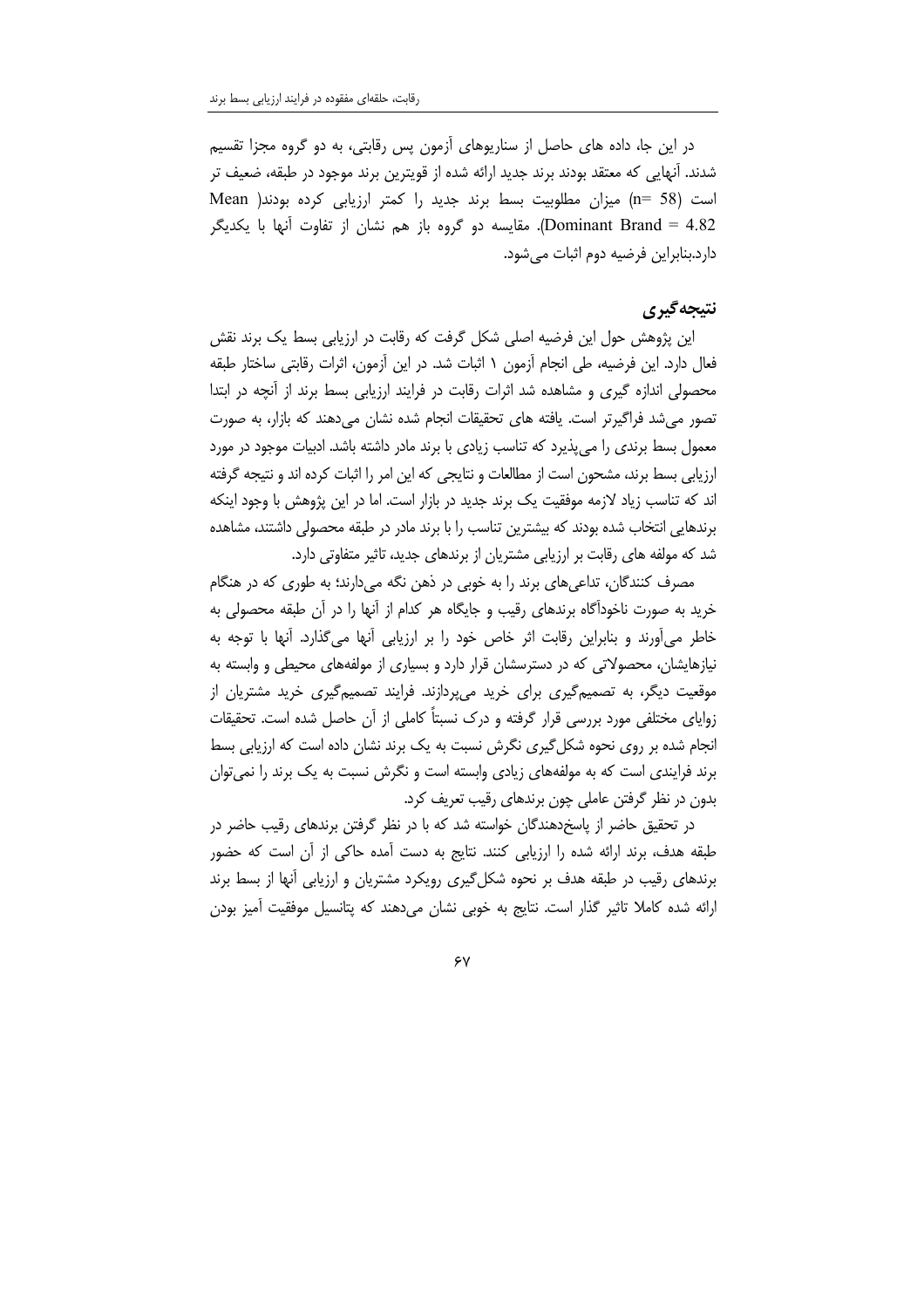در این جا، داده های حاصل از سناریوهای آزمون پس رقابتی، به دو گروه مجزا تقسیم شدند. آنهایی که معتقد بودند برند جدید ارائه شده از قویترین برند موجود در طبقه، ضعیف تر است (n= 58) میزان مطلوبیت بسط برند جدید را کمتر ارزیابی کرده بودند( Mean Dominant Brand = 4.82). مقایسه دو گروه باز هم نشان از تفاوت آنها با یکدیگر دارد.بنابراین فرضیه دوم اثبات می‌شود.

## نتیجه‌گیری

این پژوهش حول این فرضیه اصلی شکل گرفت که رقابت در ارزیابی بسط یک برند نقش فعال دارد. این فرضیه، طی انجام آزمون ۱ اثبات شد. در این آزمون، اثرات رقابتی ساختار طبقه محصولی اندازه گیری و مشاهده شد اثرات رقابت در فرایند ارزیابی بسط برند از آنچه در ابتدا تصور می‌شد فراگیرتر است. یافته های تحقیقات انجام شده نشان می‌دهند که بازار، به صورت معمول بسط برندی را می‌پذیرد که تناسب زیادی با برند مادر داشته باشد. ادبیات موجود در مورد ارزیابی بسط برند، مشحون است از مطالعات و نتایجی که این امر را اثبات کرده اند و نتیجه گرفته اند که تناسب زیاد لازمه موفقیت یک برند جدید در بازار است. اما در این پژوهش با وجود اینکه برندهایی انتخاب شده بودند که بیشترین تناسب را با برند مادر در طبقه محصولی داشتند، مشاهده شد که مولفه های رقابت بر ارزیابی مشتریان از برندهای جدید، تاثیر متفاوتی دارد.

مصرف کنندگان، تداعی‌های برند را به خوبی در ذهن نگه می‌دارند؛ به طوری که در هنگام خرید به صورت ناخودآگاه برندهای رقیب و جایگاه هر کدام از آنها را در آن طبقه محصولی به خاطر می‌آورند و بنابراین رقابت اثر خاص خود را بر ارزیابی آنها می‌گذارد. آنها با توجه به نیازهایشان، محصولاتی که در دسترسشان قرار دارد و بسیاری از مولفه‌های محیطی و وابسته به موقعیت دیگر، به تصمیم‌گیری برای خرید می‌پردازند. فرایند تصمیم‌گیری خرید مشتریان از زوایای مختلفی مورد بررسی قرار گرفته و درک نسبتاً کاملی از آن حاصل شده است. تحقیقات انجام شده بر روی نحوه شکل‌گیری نگرش نسبت به یک برند نشان داده است که ارزیابی بسط برند فرایندی است که به مولفه‌های زیادی وابسته است و نگرش نسبت به یک برند را نمی‌توان بدون در نظر گرفتن عاملی چون برندهای رقیب تعریف کرد.

در تحقیق حاضر از پاسخ‌دهندگان خواسته شد که با در نظر گرفتن برندهای رقیب حاضر در طبقه هدف، برند ارائه شده را ارزیابی کنند. نتایج به دست آمده حاکی از آن است که حضور برندهای رقیب در طبقه هدف بر نحوه شکل‌گیری رویکرد مشتریان و ارزیابی آنها از بسط برند ارائه شده کاملا تاثیر گذار است. نتایج به خوبی نشان می‌دهند که پتانسیل موفقیت آمیز بودن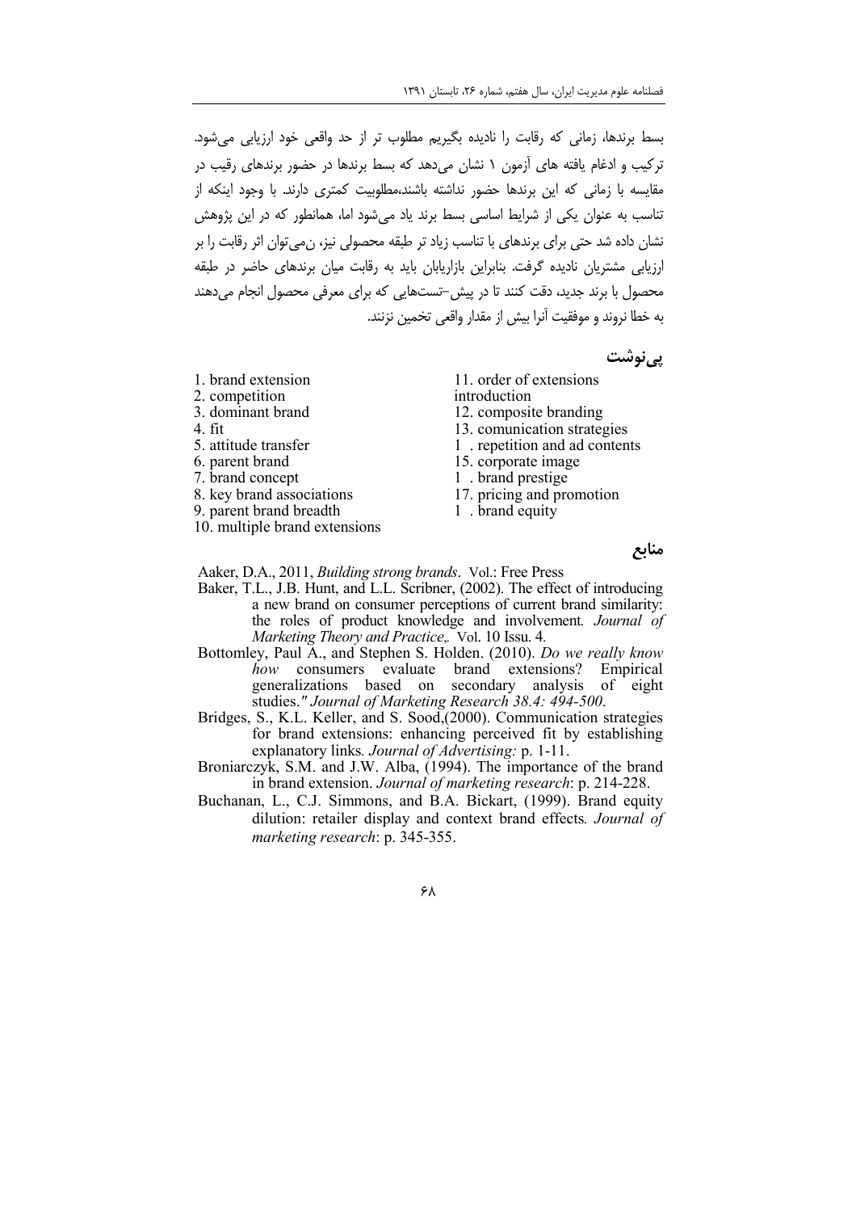بسط برندها، زمانی که رقابت را نادیده بگیریم مطلوب تر از حد واقعی خود ارزیابی می‌شود. ترکیب و ادغام یافته های آزمون ۱ نشان می‌دهد که بسط برندها در حضور برندهای رقیب در مقایسه با زمانی که این برندها حضور نداشته باشند،مطلوبیت کمتری دارند. با وجود اینکه از تناسب به عنوان یکی از شرایط اساسی بسط برند یاد می‌شود اما، همانطور که در این پژوهش نشان داده شد حتی برای برندهای با تناسب زیاد تر طبقه محصولی نیز، نمی‌توان اثر رقابت را بر ارزیابی مشتریان نادیده گرفت. بنابراین بازاریابان باید به رقابت میان برندهای حاضر در طبقه محصول با برند جدید، دقت کنند تا در پیش-تست‌هایی که برای معرفی محصول انجام می‌دهند به خطا نروند و موفقیت آنرا بیش از مقدار واقعی تخمین نزنند.

## پی‌نوشت

1. brand extension
2. competition
3. dominant brand
4. fit
5. attitude transfer
6. parent brand
7. brand concept
8. key brand associations
9. parent brand breadth
10. multiple brand extensions
11. order of extensions introduction
12. composite branding
13. comunication strategies
14. repetition and ad contents
15. corporate image
16. brand prestige
17. pricing and promotion
18. brand equity

## منابع

Aaker, D.A., 2011, *Building strong brands*. Vol.: Free Press

Baker, T.L., J.B. Hunt, and L.L. Scribner, (2002). The effect of introducing a new brand on consumer perceptions of current brand similarity: the roles of product knowledge and involvement. *Journal of Marketing Theory and Practice*,. Vol. 10 Issu. 4.

Bottomley, Paul A., and Stephen S. Holden. (2010). *Do we really know how* consumers evaluate brand extensions? Empirical generalizations based on secondary analysis of eight studies." *Journal of Marketing Research 38.4: 494-500*.

Bridges, S., K.L. Keller, and S. Sood,(2000). Communication strategies for brand extensions: enhancing perceived fit by establishing explanatory links. *Journal of Advertising:* p. 1-11.

Broniarczyk, S.M. and J.W. Alba, (1994). The importance of the brand in brand extension. *Journal of marketing research*: p. 214-228.

Buchanan, L., C.J. Simmons, and B.A. Bickart, (1999). Brand equity dilution: retailer display and context brand effects. *Journal of marketing research*: p. 345-355.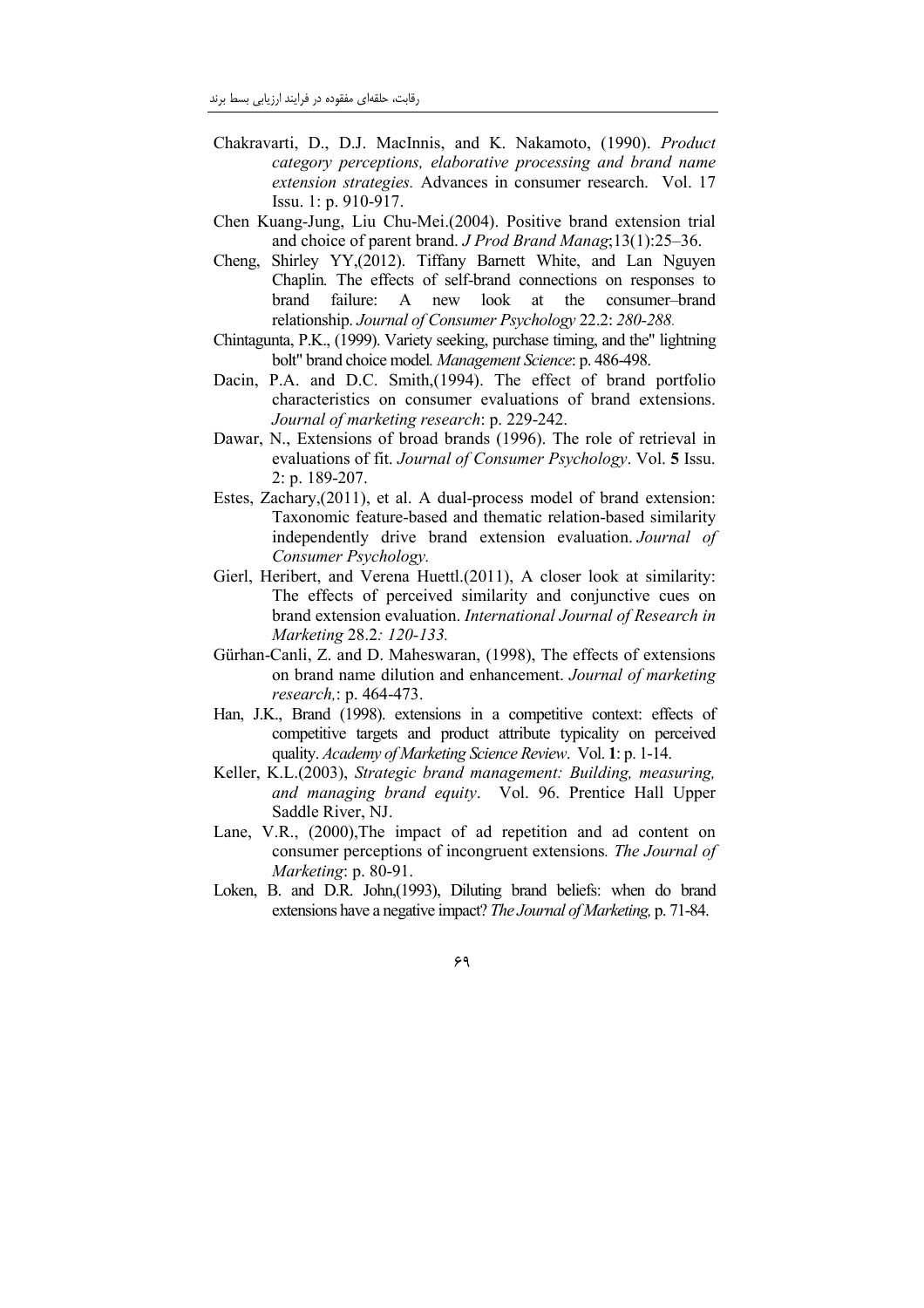Chakravarti, D., D.J. MacInnis, and K. Nakamoto, (1990). *Product category perceptions, elaborative processing and brand name extension strategies.* Advances in consumer research. Vol. 17 Issu. 1: p. 910-917.

Chen Kuang-Jung, Liu Chu-Mei.(2004). Positive brand extension trial and choice of parent brand. *J Prod Brand Manag*;13(1):25–36.

Cheng, Shirley YY,(2012). Tiffany Barnett White, and Lan Nguyen Chaplin*.* The effects of self-brand connections on responses to brand failure: A new look at the consumer–brand relationship. *Journal of Consumer Psychology* 22.2: *280-288.*

Chintagunta, P.K., (1999). Variety seeking, purchase timing, and the" lightning bolt" brand choice model*. Management Science*: p. 486-498.

Dacin, P.A. and D.C. Smith,(1994). The effect of brand portfolio characteristics on consumer evaluations of brand extensions. *Journal of marketing research*: p. 229-242.

Dawar, N., Extensions of broad brands (1996). The role of retrieval in evaluations of fit. *Journal of Consumer Psychology*. Vol. **5** Issu. 2: p. 189-207.

Estes, Zachary,(2011), et al. A dual-process model of brand extension: Taxonomic feature-based and thematic relation-based similarity independently drive brand extension evaluation. *Journal of Consumer Psychology.*

Gierl, Heribert, and Verena Huettl.(2011), A closer look at similarity: The effects of perceived similarity and conjunctive cues on brand extension evaluation. *International Journal of Research in Marketing* 28.2*: 120-133.*

Gürhan-Canli, Z. and D. Maheswaran, (1998), The effects of extensions on brand name dilution and enhancement. *Journal of marketing research,*: p. 464-473.

Han, J.K., Brand (1998). extensions in a competitive context: effects of competitive targets and product attribute typicality on perceived quality. *Academy of Marketing Science Review*. Vol. **1**: p. 1-14.

Keller, K.L.(2003), *Strategic brand management: Building, measuring, and managing brand equity*. Vol. 96. Prentice Hall Upper Saddle River, NJ.

Lane, V.R., (2000),The impact of ad repetition and ad content on consumer perceptions of incongruent extensions*. The Journal of Marketing*: p. 80-91.

Loken, B. and D.R. John,(1993), Diluting brand beliefs: when do brand extensions have a negative impact? *The Journal of Marketing,* p. 71-84.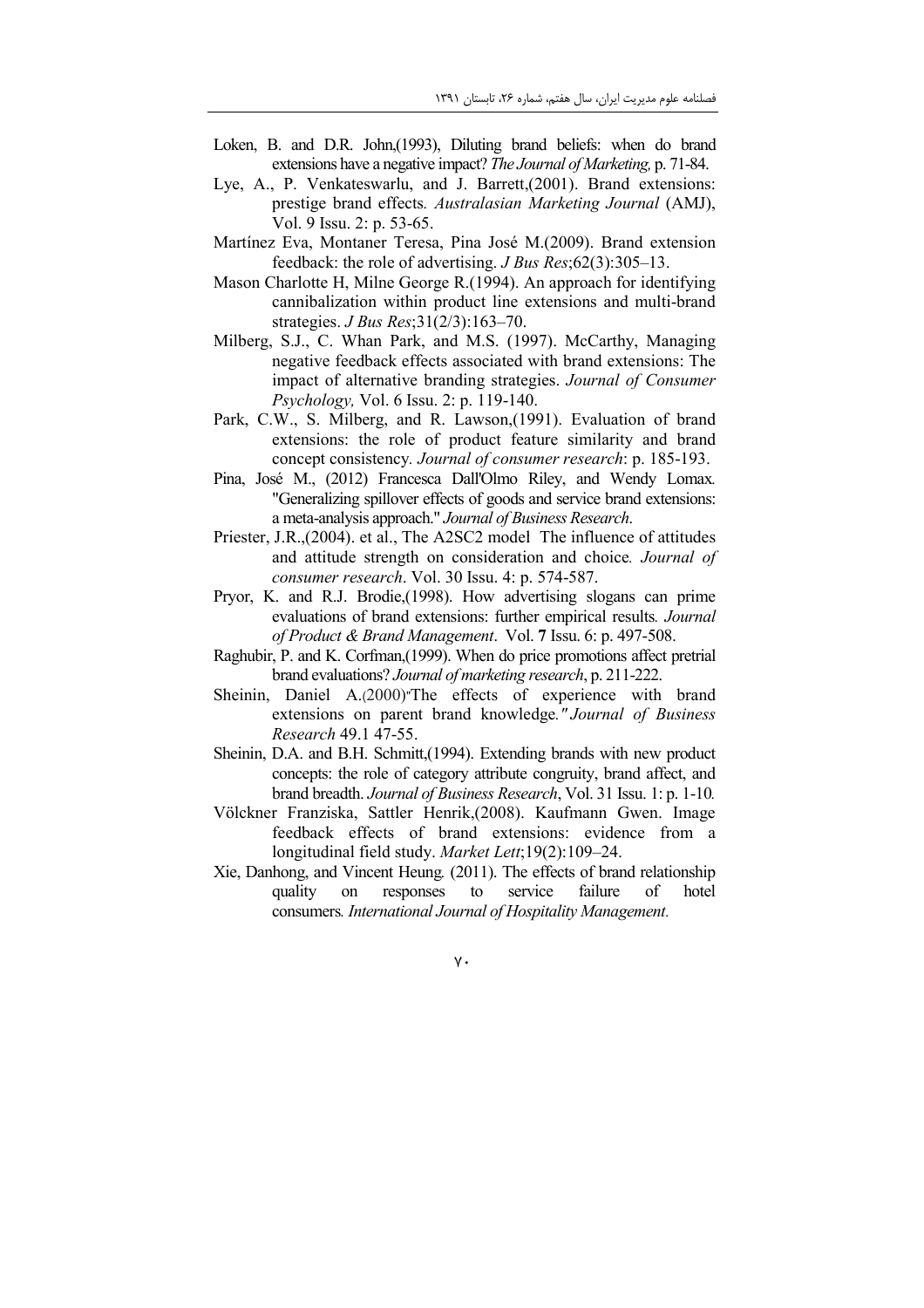Loken, B. and D.R. John,(1993), Diluting brand beliefs: when do brand extensions have a negative impact? *The Journal of Marketing,* p. 71-84.

Lye, A., P. Venkateswarlu, and J. Barrett,(2001). Brand extensions: prestige brand effects. *Australasian Marketing Journal* (AMJ), Vol. 9 Issu. 2: p. 53-65.

Martínez Eva, Montaner Teresa, Pina José M.(2009). Brand extension feedback: the role of advertising. *J Bus Res*;62(3):305–13.

Mason Charlotte H, Milne George R.(1994). An approach for identifying cannibalization within product line extensions and multi-brand strategies. *J Bus Res*;31(2/3):163–70.

Milberg, S.J., C. Whan Park, and M.S. (1997). McCarthy, Managing negative feedback effects associated with brand extensions: The impact of alternative branding strategies. *Journal of Consumer Psychology,* Vol. 6 Issu. 2: p. 119-140.

Park, C.W., S. Milberg, and R. Lawson,(1991). Evaluation of brand extensions: the role of product feature similarity and brand concept consistency. *Journal of consumer research*: p. 185-193.

Pina, José M., (2012) Francesca Dall'Olmo Riley, and Wendy Lomax. "Generalizing spillover effects of goods and service brand extensions: a meta-analysis approach." *Journal of Business Research*.

Priester, J.R.,(2004). et al., The A2SC2 model The influence of attitudes and attitude strength on consideration and choice. *Journal of consumer research*. Vol. 30 Issu. 4: p. 574-587.

Pryor, K. and R.J. Brodie,(1998). How advertising slogans can prime evaluations of brand extensions: further empirical results. *Journal of Product & Brand Management*. Vol. **7** Issu. 6: p. 497-508.

Raghubir, P. and K. Corfman,(1999). When do price promotions affect pretrial brand evaluations? *Journal of marketing research*, p. 211-222.

Sheinin, Daniel A.(2000)"The effects of experience with brand extensions on parent brand knowledge." *Journal of Business Research* 49.1 47-55.

Sheinin, D.A. and B.H. Schmitt,(1994). Extending brands with new product concepts: the role of category attribute congruity, brand affect, and brand breadth. *Journal of Business Research*, Vol. 31 Issu. 1: p. 1-10.

Völckner Franziska, Sattler Henrik,(2008). Kaufmann Gwen. Image feedback effects of brand extensions: evidence from a longitudinal field study. *Market Lett*;19(2):109–24.

Xie, Danhong, and Vincent Heung. (2011). The effects of brand relationship quality on responses to service failure of hotel consumers. *International Journal of Hospitality Management*.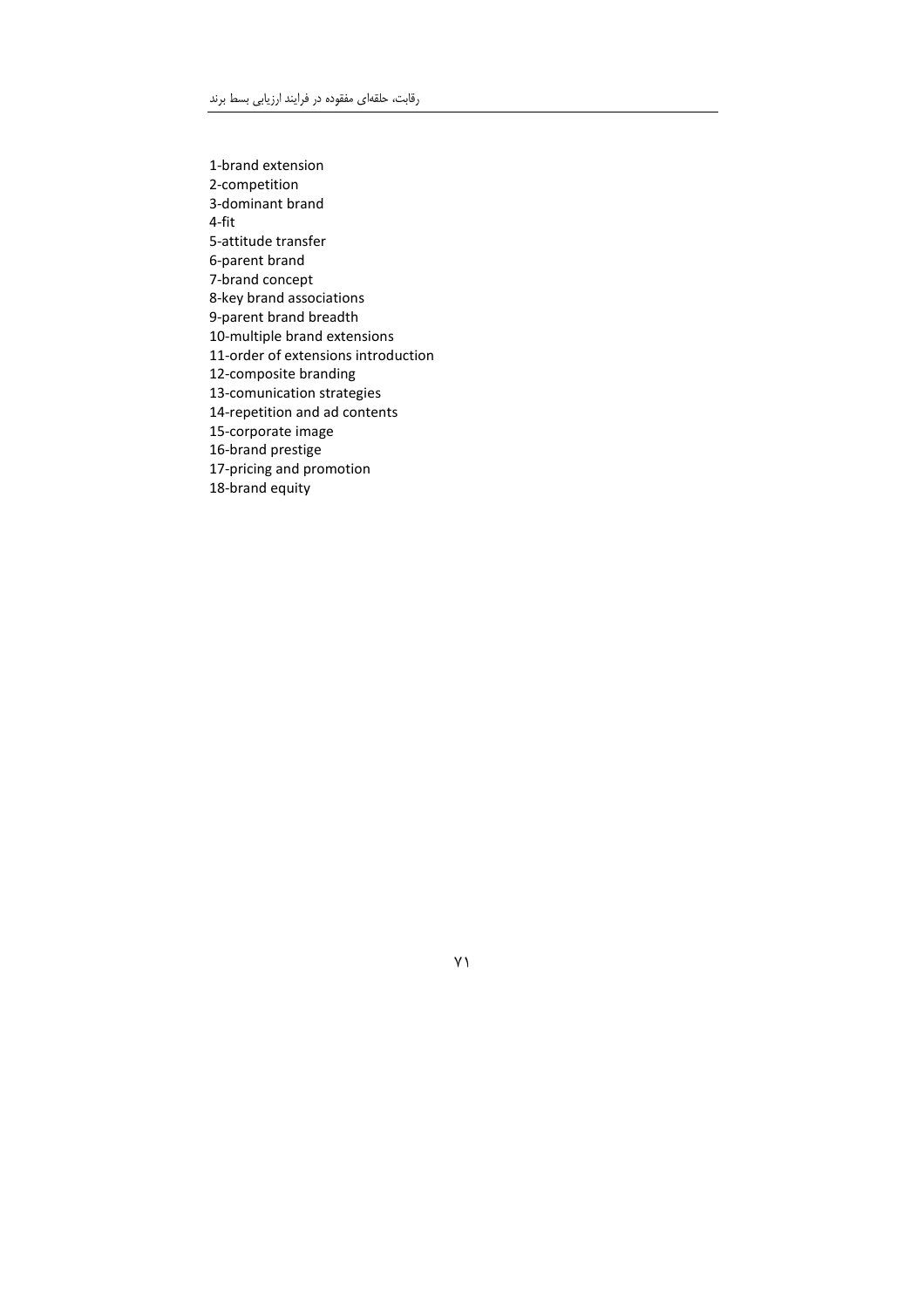1-brand extension
2-competition
3-dominant brand
4-fit
5-attitude transfer
6-parent brand
7-brand concept
8-key brand associations
9-parent brand breadth
10-multiple brand extensions
11-order of extensions introduction
12-composite branding
13-comunication strategies
14-repetition and ad contents
15-corporate image
16-brand prestige
17-pricing and promotion
18-brand equity